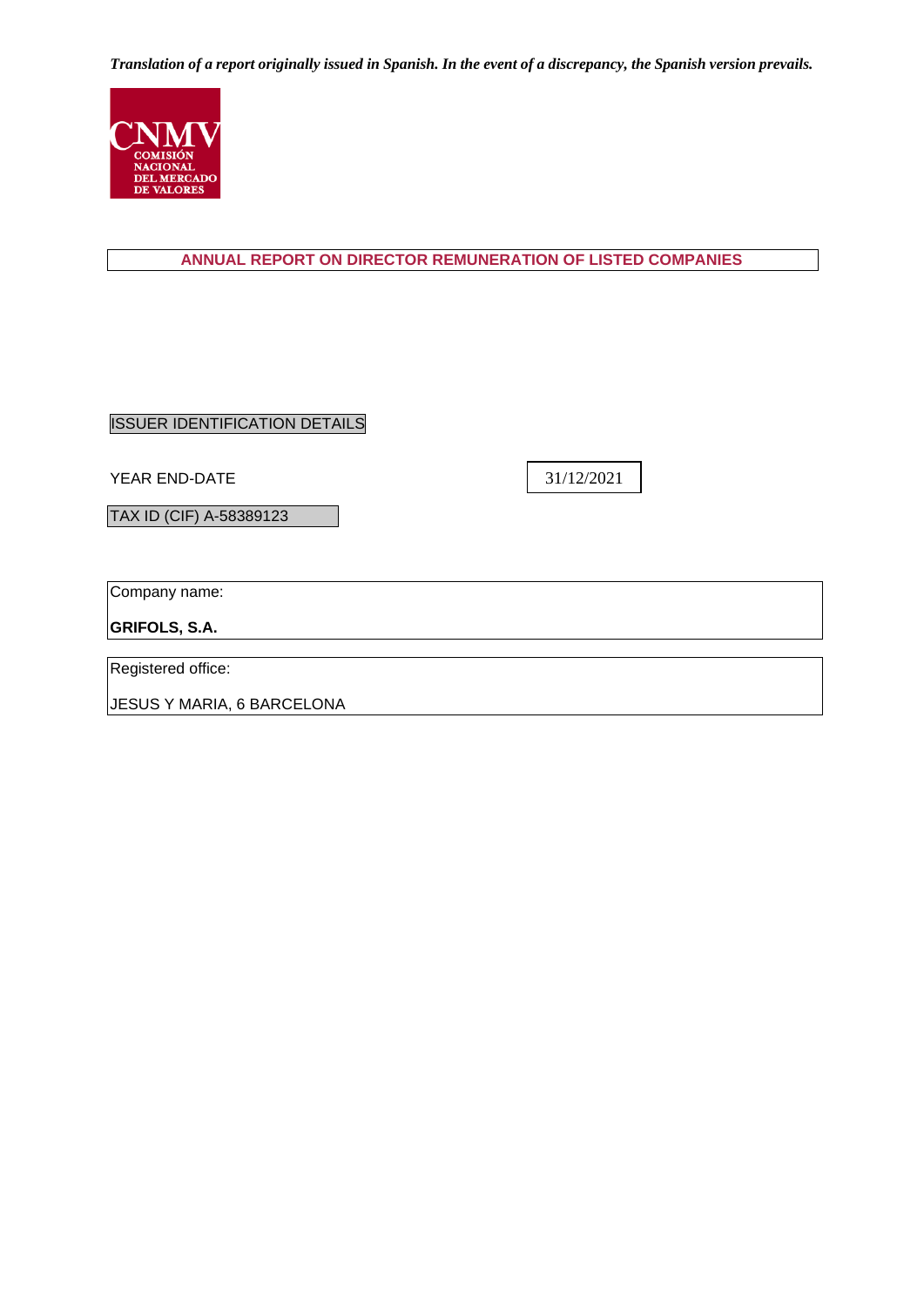*Translation of a report originally issued in Spanish. In the event of a discrepancy, the Spanish version prevails.*

CNMV
COMISIÓN NACIONAL DEL MERCADO DE VALORES

# ANNUAL REPORT ON DIRECTOR REMUNERATION OF LISTED COMPANIES

ISSUER IDENTIFICATION DETAILS

YEAR END-DATE: 31/12/2021

TAX ID (CIF) A-58389123

Company name:

**GRIFOLS, S.A.**

Registered office:

JESUS Y MARIA, 6 BARCELONA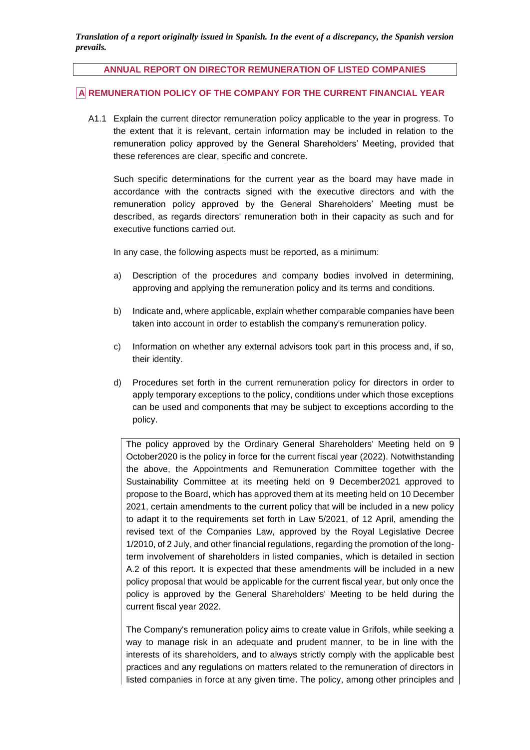***Translation of a report originally issued in Spanish. In the event of a discrepancy, the Spanish version prevails.***

**ANNUAL REPORT ON DIRECTOR REMUNERATION OF LISTED COMPANIES**

## A REMUNERATION POLICY OF THE COMPANY FOR THE CURRENT FINANCIAL YEAR

A1.1 Explain the current director remuneration policy applicable to the year in progress. To the extent that it is relevant, certain information may be included in relation to the remuneration policy approved by the General Shareholders' Meeting, provided that these references are clear, specific and concrete.

Such specific determinations for the current year as the board may have made in accordance with the contracts signed with the executive directors and with the remuneration policy approved by the General Shareholders' Meeting must be described, as regards directors' remuneration both in their capacity as such and for executive functions carried out.

In any case, the following aspects must be reported, as a minimum:

a) Description of the procedures and company bodies involved in determining, approving and applying the remuneration policy and its terms and conditions.

b) Indicate and, where applicable, explain whether comparable companies have been taken into account in order to establish the company's remuneration policy.

c) Information on whether any external advisors took part in this process and, if so, their identity.

d) Procedures set forth in the current remuneration policy for directors in order to apply temporary exceptions to the policy, conditions under which those exceptions can be used and components that may be subject to exceptions according to the policy.

The policy approved by the Ordinary General Shareholders' Meeting held on 9 October2020 is the policy in force for the current fiscal year (2022). Notwithstanding the above, the Appointments and Remuneration Committee together with the Sustainability Committee at its meeting held on 9 December2021 approved to propose to the Board, which has approved them at its meeting held on 10 December 2021, certain amendments to the current policy that will be included in a new policy to adapt it to the requirements set forth in Law 5/2021, of 12 April, amending the revised text of the Companies Law, approved by the Royal Legislative Decree 1/2010, of 2 July, and other financial regulations, regarding the promotion of the long-term involvement of shareholders in listed companies, which is detailed in section A.2 of this report. It is expected that these amendments will be included in a new policy proposal that would be applicable for the current fiscal year, but only once the policy is approved by the General Shareholders' Meeting to be held during the current fiscal year 2022.

The Company's remuneration policy aims to create value in Grifols, while seeking a way to manage risk in an adequate and prudent manner, to be in line with the interests of its shareholders, and to always strictly comply with the applicable best practices and any regulations on matters related to the remuneration of directors in listed companies in force at any given time. The policy, among other principles and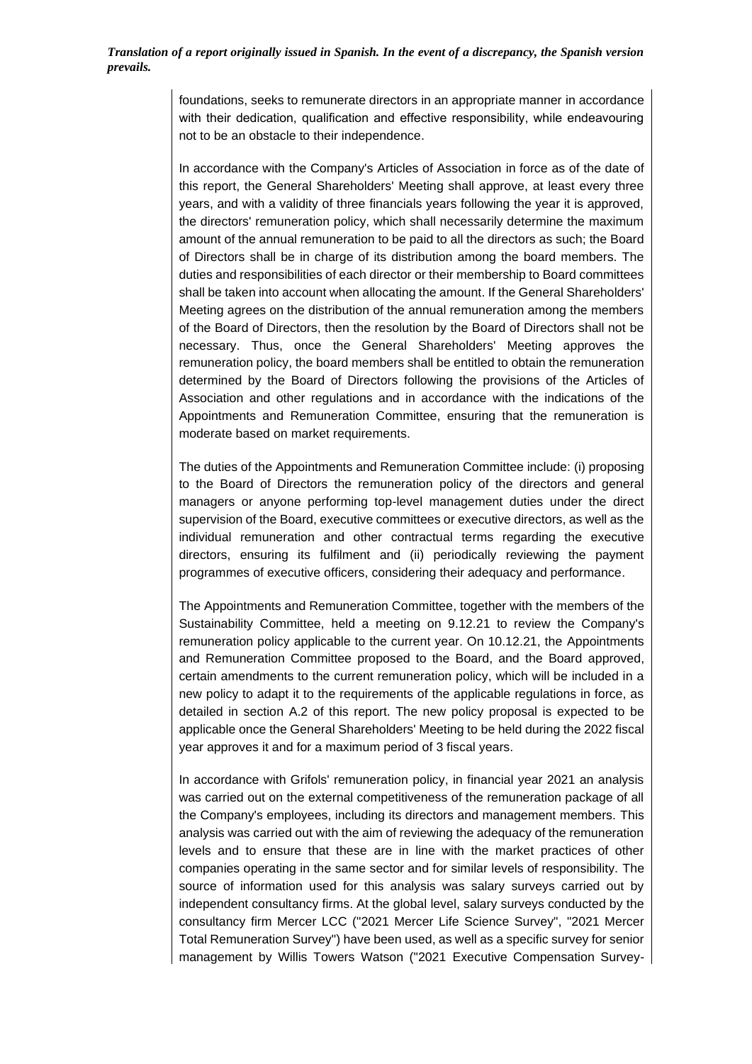foundations, seeks to remunerate directors in an appropriate manner in accordance with their dedication, qualification and effective responsibility, while endeavouring not to be an obstacle to their independence.

In accordance with the Company's Articles of Association in force as of the date of this report, the General Shareholders' Meeting shall approve, at least every three years, and with a validity of three financials years following the year it is approved, the directors' remuneration policy, which shall necessarily determine the maximum amount of the annual remuneration to be paid to all the directors as such; the Board of Directors shall be in charge of its distribution among the board members. The duties and responsibilities of each director or their membership to Board committees shall be taken into account when allocating the amount. If the General Shareholders' Meeting agrees on the distribution of the annual remuneration among the members of the Board of Directors, then the resolution by the Board of Directors shall not be necessary. Thus, once the General Shareholders' Meeting approves the remuneration policy, the board members shall be entitled to obtain the remuneration determined by the Board of Directors following the provisions of the Articles of Association and other regulations and in accordance with the indications of the Appointments and Remuneration Committee, ensuring that the remuneration is moderate based on market requirements.

The duties of the Appointments and Remuneration Committee include: (i) proposing to the Board of Directors the remuneration policy of the directors and general managers or anyone performing top-level management duties under the direct supervision of the Board, executive committees or executive directors, as well as the individual remuneration and other contractual terms regarding the executive directors, ensuring its fulfilment and (ii) periodically reviewing the payment programmes of executive officers, considering their adequacy and performance.

The Appointments and Remuneration Committee, together with the members of the Sustainability Committee, held a meeting on 9.12.21 to review the Company's remuneration policy applicable to the current year. On 10.12.21, the Appointments and Remuneration Committee proposed to the Board, and the Board approved, certain amendments to the current remuneration policy, which will be included in a new policy to adapt it to the requirements of the applicable regulations in force, as detailed in section A.2 of this report. The new policy proposal is expected to be applicable once the General Shareholders' Meeting to be held during the 2022 fiscal year approves it and for a maximum period of 3 fiscal years.

In accordance with Grifols' remuneration policy, in financial year 2021 an analysis was carried out on the external competitiveness of the remuneration package of all the Company's employees, including its directors and management members. This analysis was carried out with the aim of reviewing the adequacy of the remuneration levels and to ensure that these are in line with the market practices of other companies operating in the same sector and for similar levels of responsibility. The source of information used for this analysis was salary surveys carried out by independent consultancy firms. At the global level, salary surveys conducted by the consultancy firm Mercer LCC ("2021 Mercer Life Science Survey", "2021 Mercer Total Remuneration Survey") have been used, as well as a specific survey for senior management by Willis Towers Watson ("2021 Executive Compensation Survey-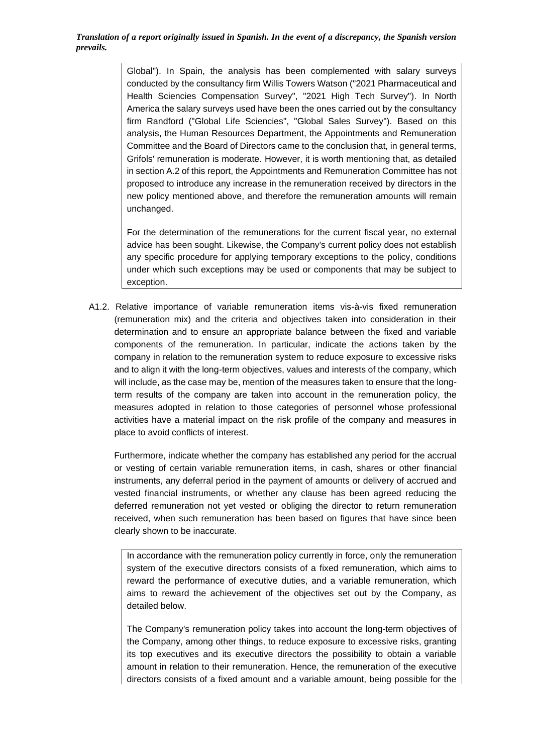*Translation of a report originally issued in Spanish. In the event of a discrepancy, the Spanish version prevails.*

Global"). In Spain, the analysis has been complemented with salary surveys conducted by the consultancy firm Willis Towers Watson ("2021 Pharmaceutical and Health Sciencies Compensation Survey", "2021 High Tech Survey"). In North America the salary surveys used have been the ones carried out by the consultancy firm Randford ("Global Life Sciencies", "Global Sales Survey"). Based on this analysis, the Human Resources Department, the Appointments and Remuneration Committee and the Board of Directors came to the conclusion that, in general terms, Grifols' remuneration is moderate. However, it is worth mentioning that, as detailed in section A.2 of this report, the Appointments and Remuneration Committee has not proposed to introduce any increase in the remuneration received by directors in the new policy mentioned above, and therefore the remuneration amounts will remain unchanged.

For the determination of the remunerations for the current fiscal year, no external advice has been sought. Likewise, the Company's current policy does not establish any specific procedure for applying temporary exceptions to the policy, conditions under which such exceptions may be used or components that may be subject to exception.

A1.2. Relative importance of variable remuneration items vis-à-vis fixed remuneration (remuneration mix) and the criteria and objectives taken into consideration in their determination and to ensure an appropriate balance between the fixed and variable components of the remuneration. In particular, indicate the actions taken by the company in relation to the remuneration system to reduce exposure to excessive risks and to align it with the long-term objectives, values and interests of the company, which will include, as the case may be, mention of the measures taken to ensure that the long-term results of the company are taken into account in the remuneration policy, the measures adopted in relation to those categories of personnel whose professional activities have a material impact on the risk profile of the company and measures in place to avoid conflicts of interest.

Furthermore, indicate whether the company has established any period for the accrual or vesting of certain variable remuneration items, in cash, shares or other financial instruments, any deferral period in the payment of amounts or delivery of accrued and vested financial instruments, or whether any clause has been agreed reducing the deferred remuneration not yet vested or obliging the director to return remuneration received, when such remuneration has been based on figures that have since been clearly shown to be inaccurate.

In accordance with the remuneration policy currently in force, only the remuneration system of the executive directors consists of a fixed remuneration, which aims to reward the performance of executive duties, and a variable remuneration, which aims to reward the achievement of the objectives set out by the Company, as detailed below.

The Company's remuneration policy takes into account the long-term objectives of the Company, among other things, to reduce exposure to excessive risks, granting its top executives and its executive directors the possibility to obtain a variable amount in relation to their remuneration. Hence, the remuneration of the executive directors consists of a fixed amount and a variable amount, being possible for the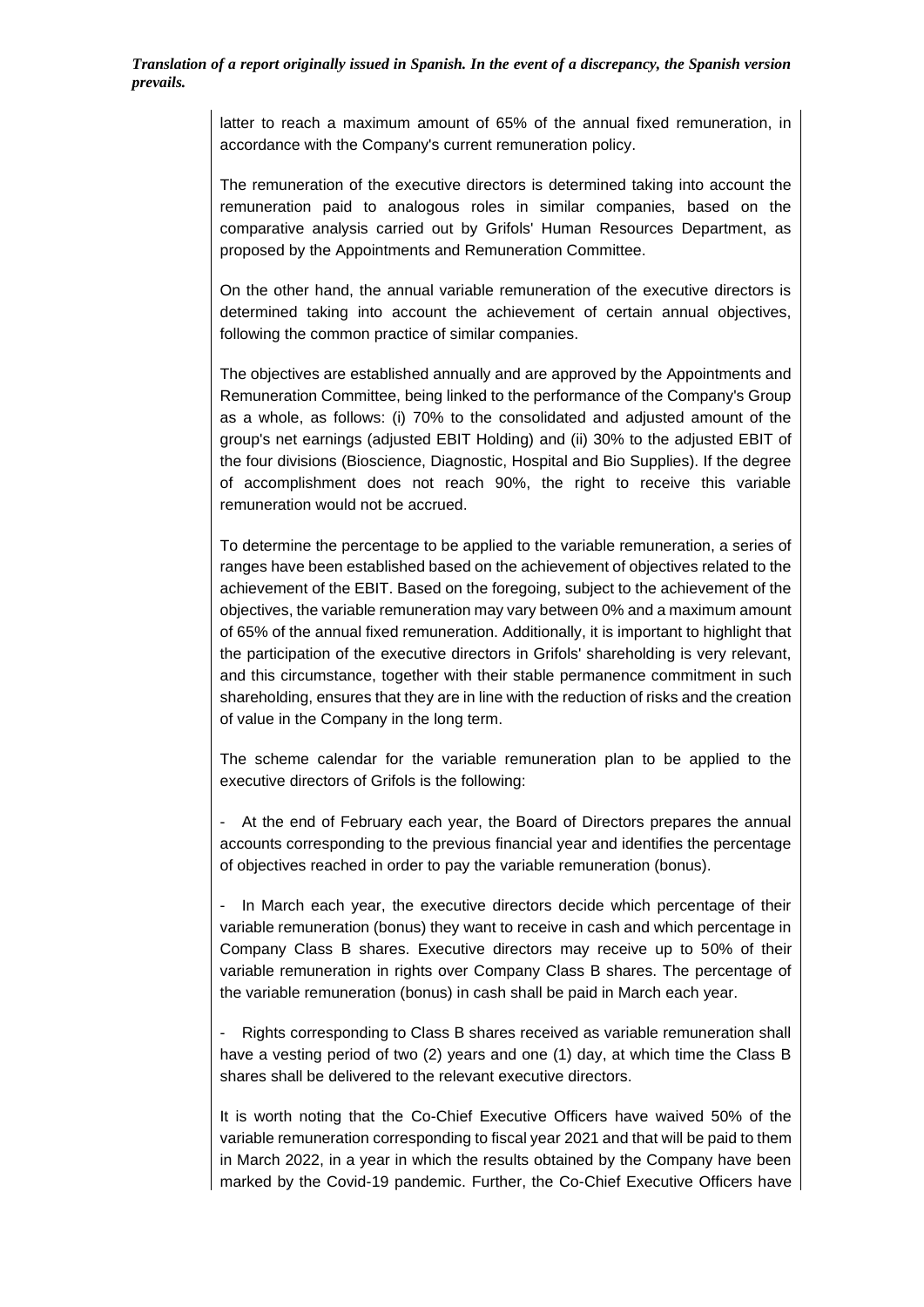latter to reach a maximum amount of 65% of the annual fixed remuneration, in accordance with the Company's current remuneration policy.

The remuneration of the executive directors is determined taking into account the remuneration paid to analogous roles in similar companies, based on the comparative analysis carried out by Grifols' Human Resources Department, as proposed by the Appointments and Remuneration Committee.

On the other hand, the annual variable remuneration of the executive directors is determined taking into account the achievement of certain annual objectives, following the common practice of similar companies.

The objectives are established annually and are approved by the Appointments and Remuneration Committee, being linked to the performance of the Company's Group as a whole, as follows: (i) 70% to the consolidated and adjusted amount of the group's net earnings (adjusted EBIT Holding) and (ii) 30% to the adjusted EBIT of the four divisions (Bioscience, Diagnostic, Hospital and Bio Supplies). If the degree of accomplishment does not reach 90%, the right to receive this variable remuneration would not be accrued.

To determine the percentage to be applied to the variable remuneration, a series of ranges have been established based on the achievement of objectives related to the achievement of the EBIT. Based on the foregoing, subject to the achievement of the objectives, the variable remuneration may vary between 0% and a maximum amount of 65% of the annual fixed remuneration. Additionally, it is important to highlight that the participation of the executive directors in Grifols' shareholding is very relevant, and this circumstance, together with their stable permanence commitment in such shareholding, ensures that they are in line with the reduction of risks and the creation of value in the Company in the long term.

The scheme calendar for the variable remuneration plan to be applied to the executive directors of Grifols is the following:

- At the end of February each year, the Board of Directors prepares the annual accounts corresponding to the previous financial year and identifies the percentage of objectives reached in order to pay the variable remuneration (bonus).

- In March each year, the executive directors decide which percentage of their variable remuneration (bonus) they want to receive in cash and which percentage in Company Class B shares. Executive directors may receive up to 50% of their variable remuneration in rights over Company Class B shares. The percentage of the variable remuneration (bonus) in cash shall be paid in March each year.

- Rights corresponding to Class B shares received as variable remuneration shall have a vesting period of two (2) years and one (1) day, at which time the Class B shares shall be delivered to the relevant executive directors.

It is worth noting that the Co-Chief Executive Officers have waived 50% of the variable remuneration corresponding to fiscal year 2021 and that will be paid to them in March 2022, in a year in which the results obtained by the Company have been marked by the Covid-19 pandemic. Further, the Co-Chief Executive Officers have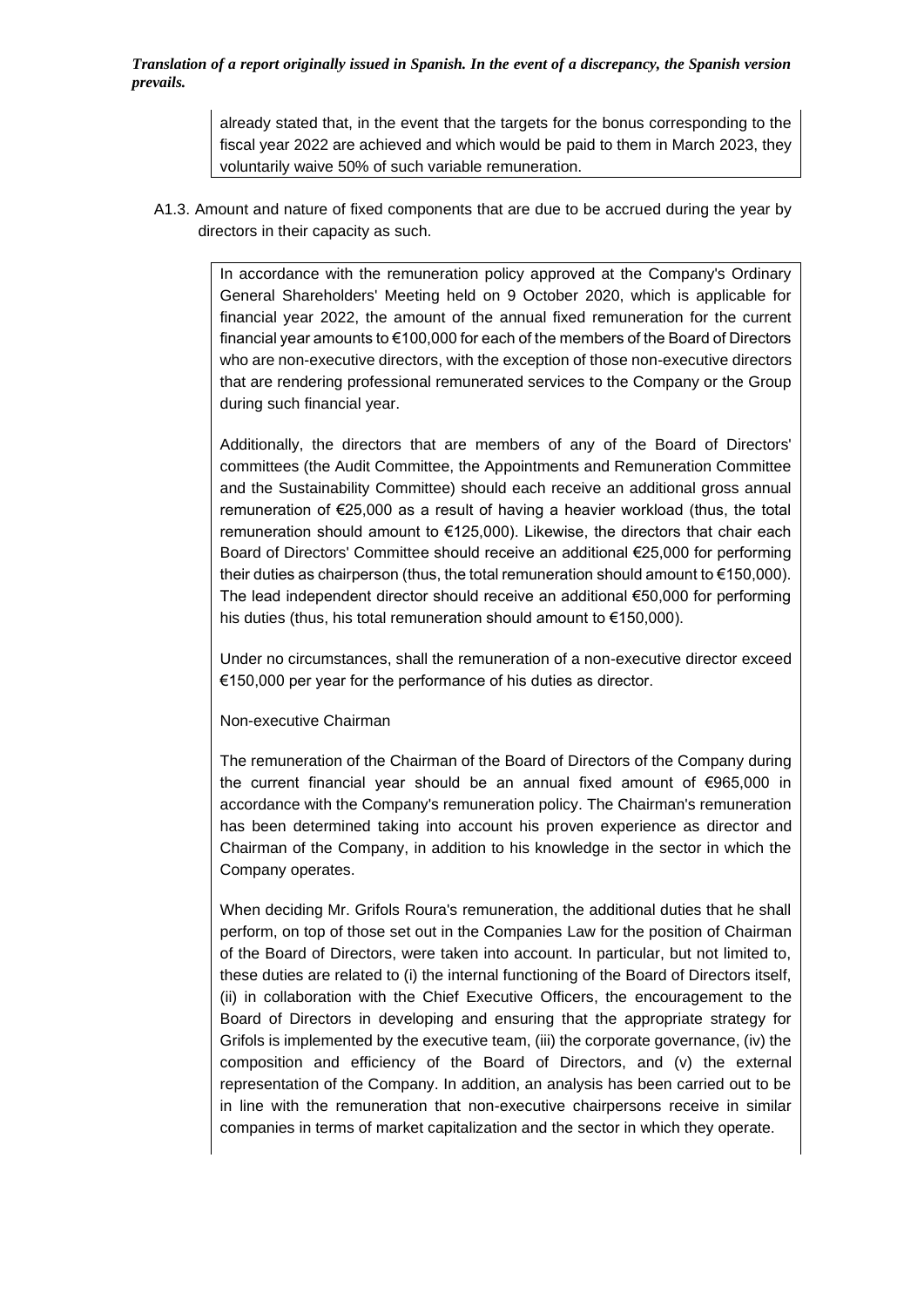already stated that, in the event that the targets for the bonus corresponding to the fiscal year 2022 are achieved and which would be paid to them in March 2023, they voluntarily waive 50% of such variable remuneration.

A1.3. Amount and nature of fixed components that are due to be accrued during the year by directors in their capacity as such.

In accordance with the remuneration policy approved at the Company's Ordinary General Shareholders' Meeting held on 9 October 2020, which is applicable for financial year 2022, the amount of the annual fixed remuneration for the current financial year amounts to €100,000 for each of the members of the Board of Directors who are non-executive directors, with the exception of those non-executive directors that are rendering professional remunerated services to the Company or the Group during such financial year.

Additionally, the directors that are members of any of the Board of Directors' committees (the Audit Committee, the Appointments and Remuneration Committee and the Sustainability Committee) should each receive an additional gross annual remuneration of €25,000 as a result of having a heavier workload (thus, the total remuneration should amount to €125,000). Likewise, the directors that chair each Board of Directors' Committee should receive an additional €25,000 for performing their duties as chairperson (thus, the total remuneration should amount to €150,000). The lead independent director should receive an additional €50,000 for performing his duties (thus, his total remuneration should amount to €150,000).

Under no circumstances, shall the remuneration of a non-executive director exceed €150,000 per year for the performance of his duties as director.

Non-executive Chairman

The remuneration of the Chairman of the Board of Directors of the Company during the current financial year should be an annual fixed amount of €965,000 in accordance with the Company's remuneration policy. The Chairman's remuneration has been determined taking into account his proven experience as director and Chairman of the Company, in addition to his knowledge in the sector in which the Company operates.

When deciding Mr. Grifols Roura's remuneration, the additional duties that he shall perform, on top of those set out in the Companies Law for the position of Chairman of the Board of Directors, were taken into account. In particular, but not limited to, these duties are related to (i) the internal functioning of the Board of Directors itself, (ii) in collaboration with the Chief Executive Officers, the encouragement to the Board of Directors in developing and ensuring that the appropriate strategy for Grifols is implemented by the executive team, (iii) the corporate governance, (iv) the composition and efficiency of the Board of Directors, and (v) the external representation of the Company. In addition, an analysis has been carried out to be in line with the remuneration that non-executive chairpersons receive in similar companies in terms of market capitalization and the sector in which they operate.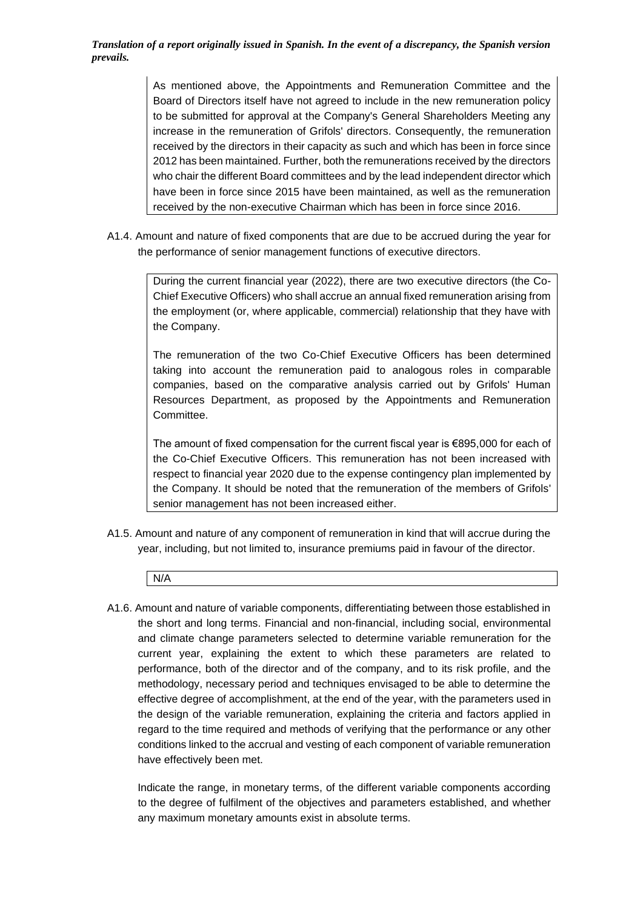As mentioned above, the Appointments and Remuneration Committee and the Board of Directors itself have not agreed to include in the new remuneration policy to be submitted for approval at the Company's General Shareholders Meeting any increase in the remuneration of Grifols' directors. Consequently, the remuneration received by the directors in their capacity as such and which has been in force since 2012 has been maintained. Further, both the remunerations received by the directors who chair the different Board committees and by the lead independent director which have been in force since 2015 have been maintained, as well as the remuneration received by the non-executive Chairman which has been in force since 2016.

A1.4. Amount and nature of fixed components that are due to be accrued during the year for the performance of senior management functions of executive directors.

During the current financial year (2022), there are two executive directors (the Co-Chief Executive Officers) who shall accrue an annual fixed remuneration arising from the employment (or, where applicable, commercial) relationship that they have with the Company.

The remuneration of the two Co-Chief Executive Officers has been determined taking into account the remuneration paid to analogous roles in comparable companies, based on the comparative analysis carried out by Grifols' Human Resources Department, as proposed by the Appointments and Remuneration Committee.

The amount of fixed compensation for the current fiscal year is €895,000 for each of the Co-Chief Executive Officers. This remuneration has not been increased with respect to financial year 2020 due to the expense contingency plan implemented by the Company. It should be noted that the remuneration of the members of Grifols' senior management has not been increased either.

A1.5. Amount and nature of any component of remuneration in kind that will accrue during the year, including, but not limited to, insurance premiums paid in favour of the director.

N/A

A1.6. Amount and nature of variable components, differentiating between those established in the short and long terms. Financial and non-financial, including social, environmental and climate change parameters selected to determine variable remuneration for the current year, explaining the extent to which these parameters are related to performance, both of the director and of the company, and to its risk profile, and the methodology, necessary period and techniques envisaged to be able to determine the effective degree of accomplishment, at the end of the year, with the parameters used in the design of the variable remuneration, explaining the criteria and factors applied in regard to the time required and methods of verifying that the performance or any other conditions linked to the accrual and vesting of each component of variable remuneration have effectively been met.

Indicate the range, in monetary terms, of the different variable components according to the degree of fulfilment of the objectives and parameters established, and whether any maximum monetary amounts exist in absolute terms.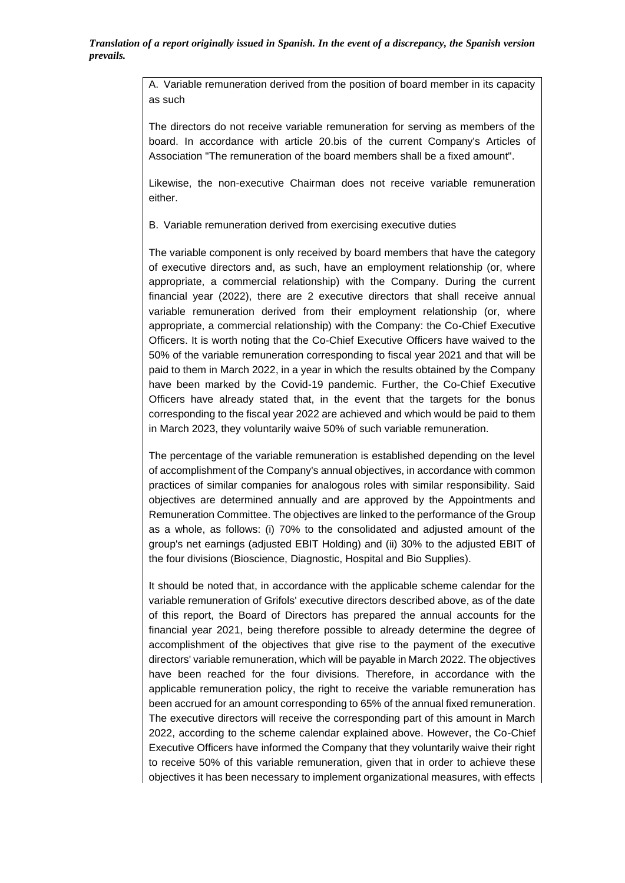*Translation of a report originally issued in Spanish. In the event of a discrepancy, the Spanish version prevails.*

A. Variable remuneration derived from the position of board member in its capacity as such

The directors do not receive variable remuneration for serving as members of the board. In accordance with article 20.bis of the current Company's Articles of Association "The remuneration of the board members shall be a fixed amount".

Likewise, the non-executive Chairman does not receive variable remuneration either.

B. Variable remuneration derived from exercising executive duties

The variable component is only received by board members that have the category of executive directors and, as such, have an employment relationship (or, where appropriate, a commercial relationship) with the Company. During the current financial year (2022), there are 2 executive directors that shall receive annual variable remuneration derived from their employment relationship (or, where appropriate, a commercial relationship) with the Company: the Co-Chief Executive Officers. It is worth noting that the Co-Chief Executive Officers have waived to the 50% of the variable remuneration corresponding to fiscal year 2021 and that will be paid to them in March 2022, in a year in which the results obtained by the Company have been marked by the Covid-19 pandemic. Further, the Co-Chief Executive Officers have already stated that, in the event that the targets for the bonus corresponding to the fiscal year 2022 are achieved and which would be paid to them in March 2023, they voluntarily waive 50% of such variable remuneration.

The percentage of the variable remuneration is established depending on the level of accomplishment of the Company's annual objectives, in accordance with common practices of similar companies for analogous roles with similar responsibility. Said objectives are determined annually and are approved by the Appointments and Remuneration Committee. The objectives are linked to the performance of the Group as a whole, as follows: (i) 70% to the consolidated and adjusted amount of the group's net earnings (adjusted EBIT Holding) and (ii) 30% to the adjusted EBIT of the four divisions (Bioscience, Diagnostic, Hospital and Bio Supplies).

It should be noted that, in accordance with the applicable scheme calendar for the variable remuneration of Grifols' executive directors described above, as of the date of this report, the Board of Directors has prepared the annual accounts for the financial year 2021, being therefore possible to already determine the degree of accomplishment of the objectives that give rise to the payment of the executive directors' variable remuneration, which will be payable in March 2022. The objectives have been reached for the four divisions. Therefore, in accordance with the applicable remuneration policy, the right to receive the variable remuneration has been accrued for an amount corresponding to 65% of the annual fixed remuneration. The executive directors will receive the corresponding part of this amount in March 2022, according to the scheme calendar explained above. However, the Co-Chief Executive Officers have informed the Company that they voluntarily waive their right to receive 50% of this variable remuneration, given that in order to achieve these objectives it has been necessary to implement organizational measures, with effects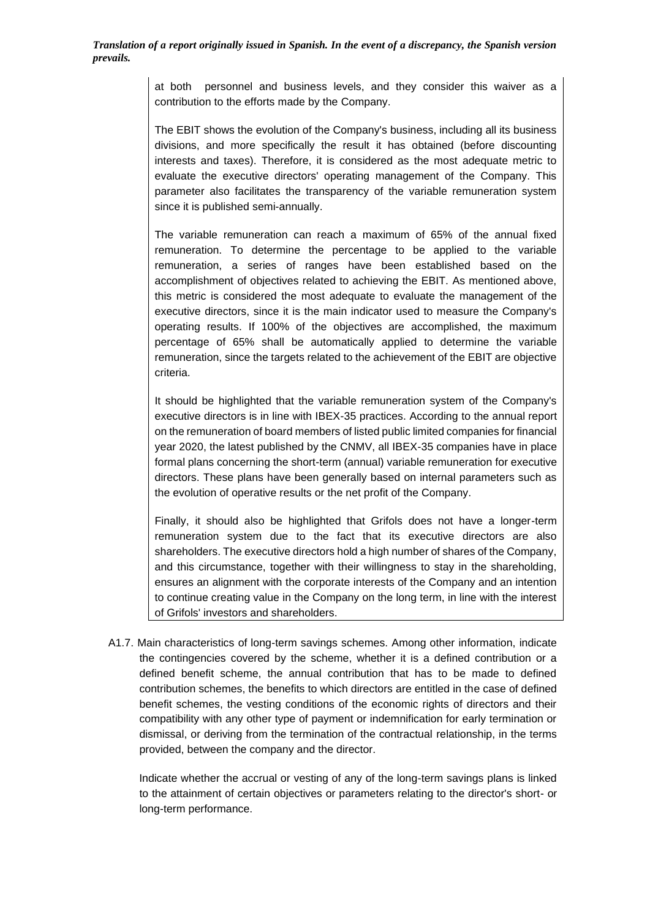at both personnel and business levels, and they consider this waiver as a contribution to the efforts made by the Company.

The EBIT shows the evolution of the Company's business, including all its business divisions, and more specifically the result it has obtained (before discounting interests and taxes). Therefore, it is considered as the most adequate metric to evaluate the executive directors' operating management of the Company. This parameter also facilitates the transparency of the variable remuneration system since it is published semi-annually.

The variable remuneration can reach a maximum of 65% of the annual fixed remuneration. To determine the percentage to be applied to the variable remuneration, a series of ranges have been established based on the accomplishment of objectives related to achieving the EBIT. As mentioned above, this metric is considered the most adequate to evaluate the management of the executive directors, since it is the main indicator used to measure the Company's operating results. If 100% of the objectives are accomplished, the maximum percentage of 65% shall be automatically applied to determine the variable remuneration, since the targets related to the achievement of the EBIT are objective criteria.

It should be highlighted that the variable remuneration system of the Company's executive directors is in line with IBEX-35 practices. According to the annual report on the remuneration of board members of listed public limited companies for financial year 2020, the latest published by the CNMV, all IBEX-35 companies have in place formal plans concerning the short-term (annual) variable remuneration for executive directors. These plans have been generally based on internal parameters such as the evolution of operative results or the net profit of the Company.

Finally, it should also be highlighted that Grifols does not have a longer-term remuneration system due to the fact that its executive directors are also shareholders. The executive directors hold a high number of shares of the Company, and this circumstance, together with their willingness to stay in the shareholding, ensures an alignment with the corporate interests of the Company and an intention to continue creating value in the Company on the long term, in line with the interest of Grifols' investors and shareholders.

A1.7. Main characteristics of long-term savings schemes. Among other information, indicate the contingencies covered by the scheme, whether it is a defined contribution or a defined benefit scheme, the annual contribution that has to be made to defined contribution schemes, the benefits to which directors are entitled in the case of defined benefit schemes, the vesting conditions of the economic rights of directors and their compatibility with any other type of payment or indemnification for early termination or dismissal, or deriving from the termination of the contractual relationship, in the terms provided, between the company and the director.

Indicate whether the accrual or vesting of any of the long-term savings plans is linked to the attainment of certain objectives or parameters relating to the director's short- or long-term performance.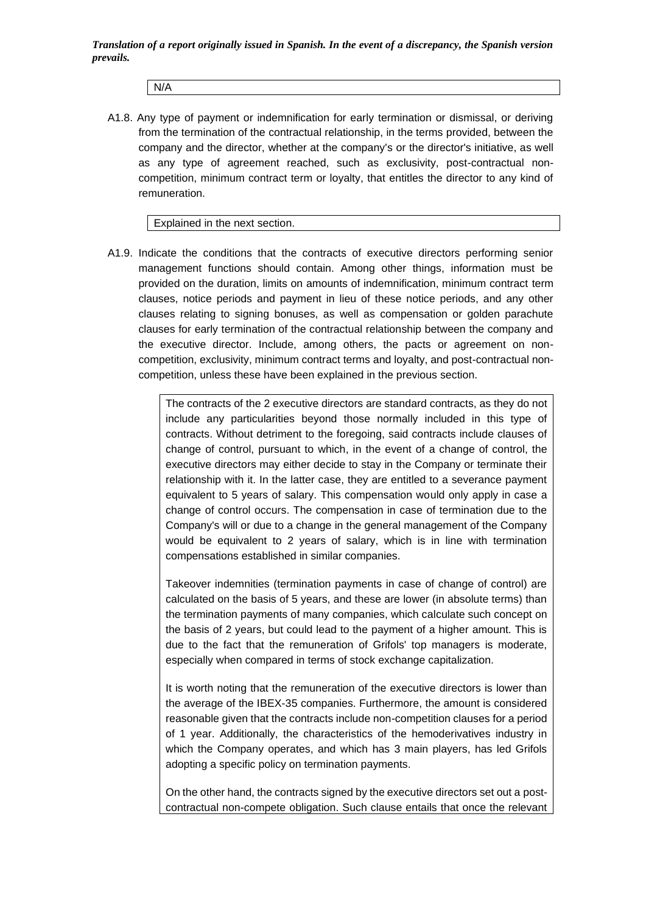N/A

A1.8. Any type of payment or indemnification for early termination or dismissal, or deriving from the termination of the contractual relationship, in the terms provided, between the company and the director, whether at the company's or the director's initiative, as well as any type of agreement reached, such as exclusivity, post-contractual non-competition, minimum contract term or loyalty, that entitles the director to any kind of remuneration.

Explained in the next section.

A1.9. Indicate the conditions that the contracts of executive directors performing senior management functions should contain. Among other things, information must be provided on the duration, limits on amounts of indemnification, minimum contract term clauses, notice periods and payment in lieu of these notice periods, and any other clauses relating to signing bonuses, as well as compensation or golden parachute clauses for early termination of the contractual relationship between the company and the executive director. Include, among others, the pacts or agreement on non-competition, exclusivity, minimum contract terms and loyalty, and post-contractual non-competition, unless these have been explained in the previous section.

The contracts of the 2 executive directors are standard contracts, as they do not include any particularities beyond those normally included in this type of contracts. Without detriment to the foregoing, said contracts include clauses of change of control, pursuant to which, in the event of a change of control, the executive directors may either decide to stay in the Company or terminate their relationship with it. In the latter case, they are entitled to a severance payment equivalent to 5 years of salary. This compensation would only apply in case a change of control occurs. The compensation in case of termination due to the Company's will or due to a change in the general management of the Company would be equivalent to 2 years of salary, which is in line with termination compensations established in similar companies.

Takeover indemnities (termination payments in case of change of control) are calculated on the basis of 5 years, and these are lower (in absolute terms) than the termination payments of many companies, which calculate such concept on the basis of 2 years, but could lead to the payment of a higher amount. This is due to the fact that the remuneration of Grifols' top managers is moderate, especially when compared in terms of stock exchange capitalization.

It is worth noting that the remuneration of the executive directors is lower than the average of the IBEX-35 companies. Furthermore, the amount is considered reasonable given that the contracts include non-competition clauses for a period of 1 year. Additionally, the characteristics of the hemoderivatives industry in which the Company operates, and which has 3 main players, has led Grifols adopting a specific policy on termination payments.

On the other hand, the contracts signed by the executive directors set out a post-contractual non-compete obligation. Such clause entails that once the relevant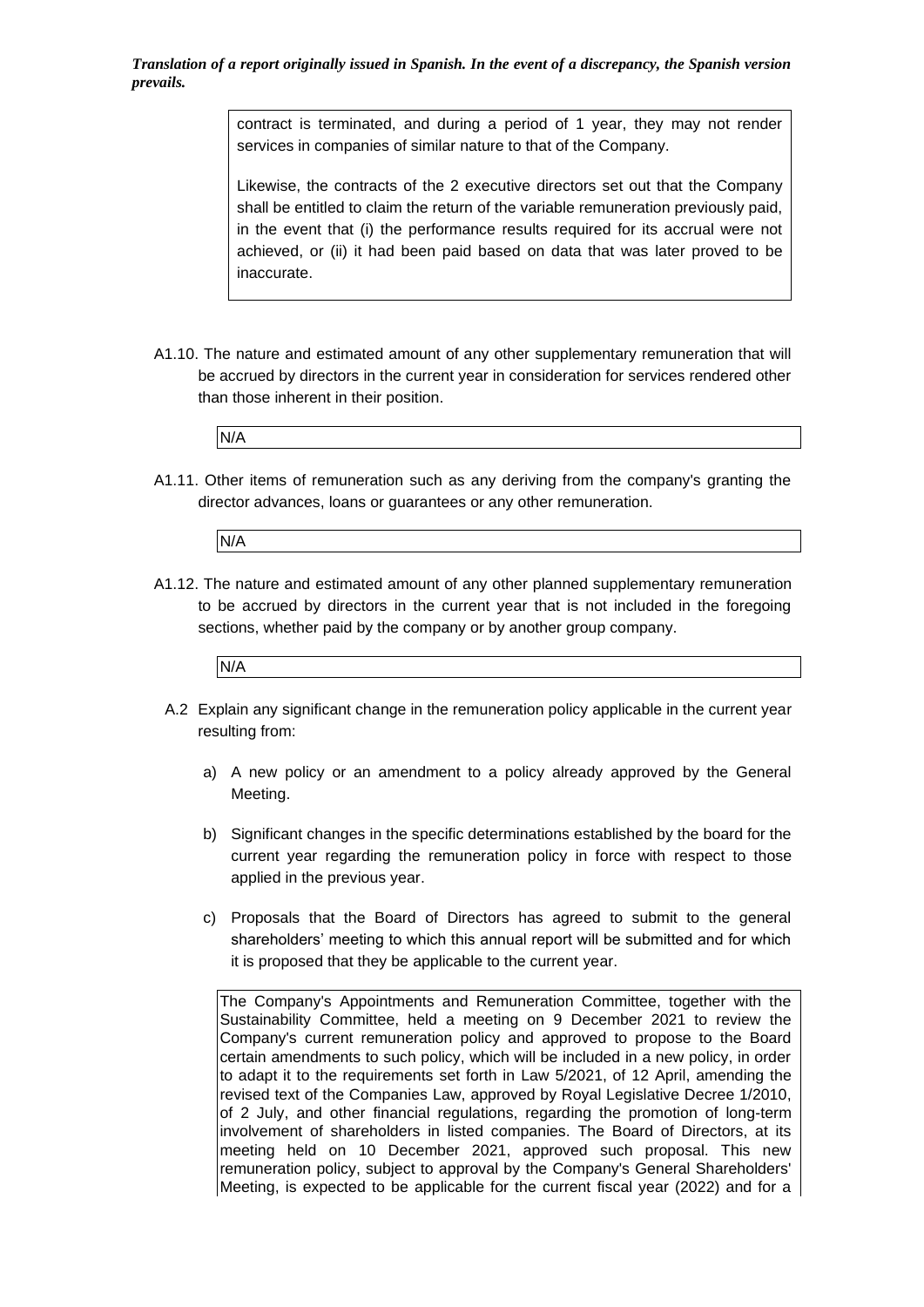contract is terminated, and during a period of 1 year, they may not render services in companies of similar nature to that of the Company.

Likewise, the contracts of the 2 executive directors set out that the Company shall be entitled to claim the return of the variable remuneration previously paid, in the event that (i) the performance results required for its accrual were not achieved, or (ii) it had been paid based on data that was later proved to be inaccurate.

A1.10. The nature and estimated amount of any other supplementary remuneration that will be accrued by directors in the current year in consideration for services rendered other than those inherent in their position.

N/A

A1.11. Other items of remuneration such as any deriving from the company's granting the director advances, loans or guarantees or any other remuneration.

N/A

A1.12. The nature and estimated amount of any other planned supplementary remuneration to be accrued by directors in the current year that is not included in the foregoing sections, whether paid by the company or by another group company.

N/A

A.2 Explain any significant change in the remuneration policy applicable in the current year resulting from:

a) A new policy or an amendment to a policy already approved by the General Meeting.

b) Significant changes in the specific determinations established by the board for the current year regarding the remuneration policy in force with respect to those applied in the previous year.

c) Proposals that the Board of Directors has agreed to submit to the general shareholders' meeting to which this annual report will be submitted and for which it is proposed that they be applicable to the current year.

The Company's Appointments and Remuneration Committee, together with the Sustainability Committee, held a meeting on 9 December 2021 to review the Company's current remuneration policy and approved to propose to the Board certain amendments to such policy, which will be included in a new policy, in order to adapt it to the requirements set forth in Law 5/2021, of 12 April, amending the revised text of the Companies Law, approved by Royal Legislative Decree 1/2010, of 2 July, and other financial regulations, regarding the promotion of long-term involvement of shareholders in listed companies. The Board of Directors, at its meeting held on 10 December 2021, approved such proposal. This new remuneration policy, subject to approval by the Company's General Shareholders' Meeting, is expected to be applicable for the current fiscal year (2022) and for a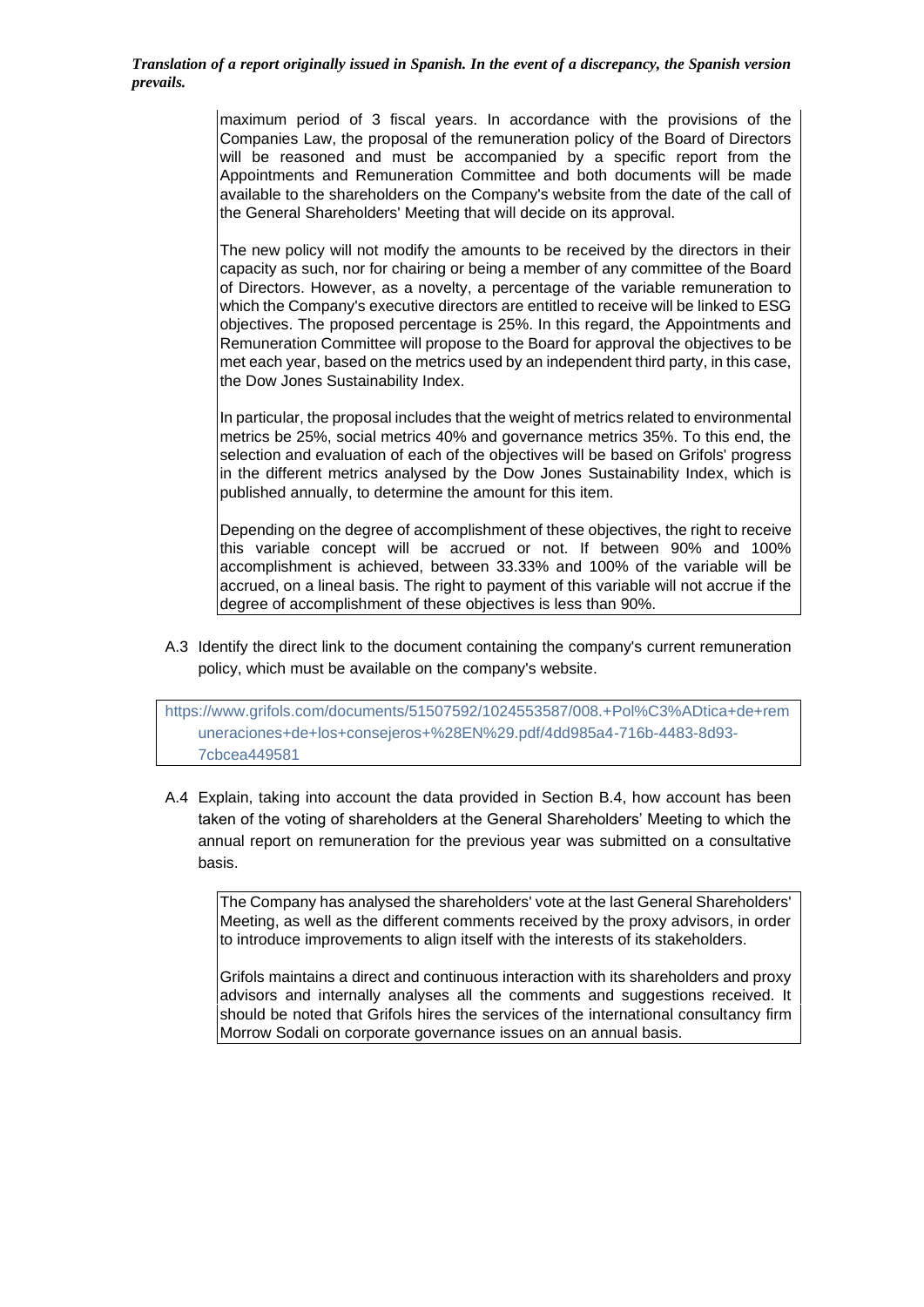maximum period of 3 fiscal years. In accordance with the provisions of the Companies Law, the proposal of the remuneration policy of the Board of Directors will be reasoned and must be accompanied by a specific report from the Appointments and Remuneration Committee and both documents will be made available to the shareholders on the Company's website from the date of the call of the General Shareholders' Meeting that will decide on its approval.

The new policy will not modify the amounts to be received by the directors in their capacity as such, nor for chairing or being a member of any committee of the Board of Directors. However, as a novelty, a percentage of the variable remuneration to which the Company's executive directors are entitled to receive will be linked to ESG objectives. The proposed percentage is 25%. In this regard, the Appointments and Remuneration Committee will propose to the Board for approval the objectives to be met each year, based on the metrics used by an independent third party, in this case, the Dow Jones Sustainability Index.

In particular, the proposal includes that the weight of metrics related to environmental metrics be 25%, social metrics 40% and governance metrics 35%. To this end, the selection and evaluation of each of the objectives will be based on Grifols' progress in the different metrics analysed by the Dow Jones Sustainability Index, which is published annually, to determine the amount for this item.

Depending on the degree of accomplishment of these objectives, the right to receive this variable concept will be accrued or not. If between 90% and 100% accomplishment is achieved, between 33.33% and 100% of the variable will be accrued, on a lineal basis. The right to payment of this variable will not accrue if the degree of accomplishment of these objectives is less than 90%.

A.3 Identify the direct link to the document containing the company's current remuneration policy, which must be available on the company's website.

https://www.grifols.com/documents/51507592/1024553587/008.+Pol%C3%ADtica+de+remuneraciones+de+los+consejeros+%28EN%29.pdf/4dd985a4-716b-4483-8d93-7cbcea449581

A.4 Explain, taking into account the data provided in Section B.4, how account has been taken of the voting of shareholders at the General Shareholders' Meeting to which the annual report on remuneration for the previous year was submitted on a consultative basis.

The Company has analysed the shareholders' vote at the last General Shareholders' Meeting, as well as the different comments received by the proxy advisors, in order to introduce improvements to align itself with the interests of its stakeholders.

Grifols maintains a direct and continuous interaction with its shareholders and proxy advisors and internally analyses all the comments and suggestions received. It should be noted that Grifols hires the services of the international consultancy firm Morrow Sodali on corporate governance issues on an annual basis.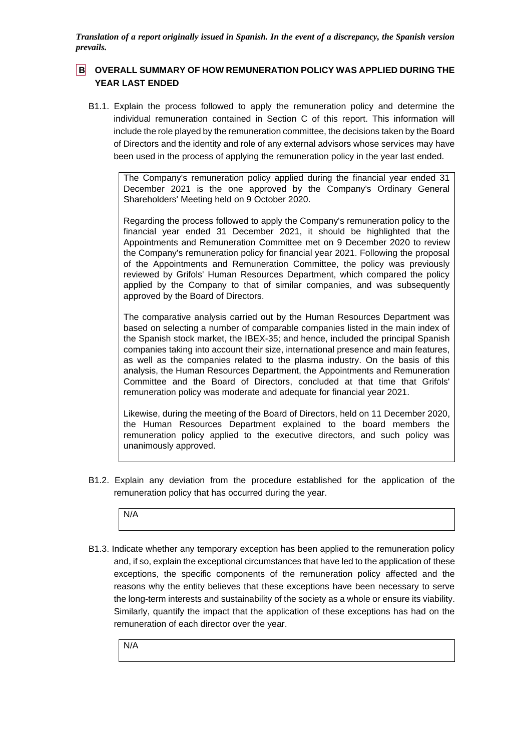***Translation of a report originally issued in Spanish. In the event of a discrepancy, the Spanish version prevails.***

## B OVERALL SUMMARY OF HOW REMUNERATION POLICY WAS APPLIED DURING THE YEAR LAST ENDED

B1.1. Explain the process followed to apply the remuneration policy and determine the individual remuneration contained in Section C of this report. This information will include the role played by the remuneration committee, the decisions taken by the Board of Directors and the identity and role of any external advisors whose services may have been used in the process of applying the remuneration policy in the year last ended.

> The Company's remuneration policy applied during the financial year ended 31 December 2021 is the one approved by the Company's Ordinary General Shareholders' Meeting held on 9 October 2020.
>
> Regarding the process followed to apply the Company's remuneration policy to the financial year ended 31 December 2021, it should be highlighted that the Appointments and Remuneration Committee met on 9 December 2020 to review the Company's remuneration policy for financial year 2021. Following the proposal of the Appointments and Remuneration Committee, the policy was previously reviewed by Grifols' Human Resources Department, which compared the policy applied by the Company to that of similar companies, and was subsequently approved by the Board of Directors.
>
> The comparative analysis carried out by the Human Resources Department was based on selecting a number of comparable companies listed in the main index of the Spanish stock market, the IBEX-35; and hence, included the principal Spanish companies taking into account their size, international presence and main features, as well as the companies related to the plasma industry. On the basis of this analysis, the Human Resources Department, the Appointments and Remuneration Committee and the Board of Directors, concluded at that time that Grifols' remuneration policy was moderate and adequate for financial year 2021.
>
> Likewise, during the meeting of the Board of Directors, held on 11 December 2020, the Human Resources Department explained to the board members the remuneration policy applied to the executive directors, and such policy was unanimously approved.

B1.2. Explain any deviation from the procedure established for the application of the remuneration policy that has occurred during the year.

> N/A

B1.3. Indicate whether any temporary exception has been applied to the remuneration policy and, if so, explain the exceptional circumstances that have led to the application of these exceptions, the specific components of the remuneration policy affected and the reasons why the entity believes that these exceptions have been necessary to serve the long-term interests and sustainability of the society as a whole or ensure its viability. Similarly, quantify the impact that the application of these exceptions has had on the remuneration of each director over the year.

> N/A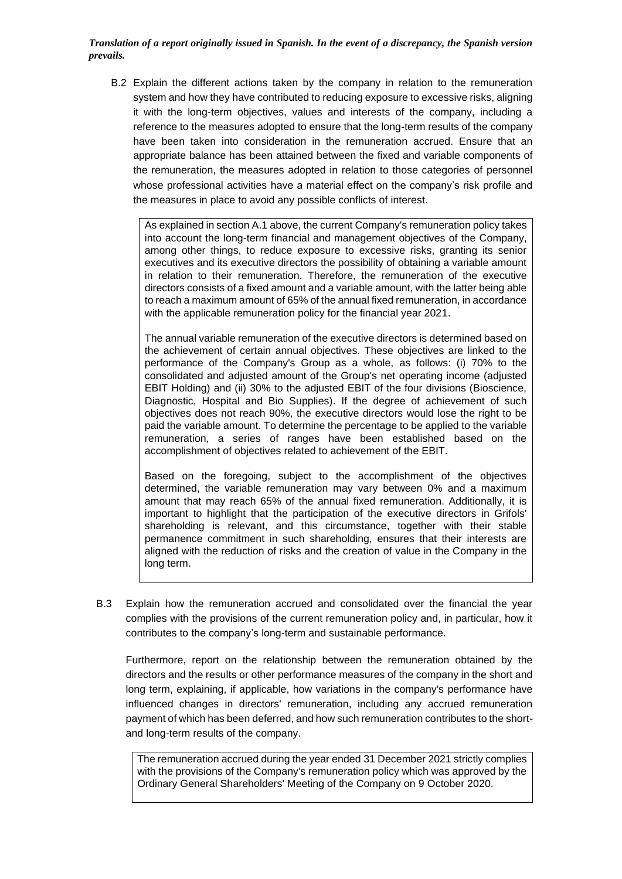*Translation of a report originally issued in Spanish. In the event of a discrepancy, the Spanish version prevails.*

B.2 Explain the different actions taken by the company in relation to the remuneration system and how they have contributed to reducing exposure to excessive risks, aligning it with the long-term objectives, values and interests of the company, including a reference to the measures adopted to ensure that the long-term results of the company have been taken into consideration in the remuneration accrued. Ensure that an appropriate balance has been attained between the fixed and variable components of the remuneration, the measures adopted in relation to those categories of personnel whose professional activities have a material effect on the company's risk profile and the measures in place to avoid any possible conflicts of interest.

As explained in section A.1 above, the current Company's remuneration policy takes into account the long-term financial and management objectives of the Company, among other things, to reduce exposure to excessive risks, granting its senior executives and its executive directors the possibility of obtaining a variable amount in relation to their remuneration. Therefore, the remuneration of the executive directors consists of a fixed amount and a variable amount, with the latter being able to reach a maximum amount of 65% of the annual fixed remuneration, in accordance with the applicable remuneration policy for the financial year 2021.

The annual variable remuneration of the executive directors is determined based on the achievement of certain annual objectives. These objectives are linked to the performance of the Company's Group as a whole, as follows: (i) 70% to the consolidated and adjusted amount of the Group's net operating income (adjusted EBIT Holding) and (ii) 30% to the adjusted EBIT of the four divisions (Bioscience, Diagnostic, Hospital and Bio Supplies). If the degree of achievement of such objectives does not reach 90%, the executive directors would lose the right to be paid the variable amount. To determine the percentage to be applied to the variable remuneration, a series of ranges have been established based on the accomplishment of objectives related to achievement of the EBIT.

Based on the foregoing, subject to the accomplishment of the objectives determined, the variable remuneration may vary between 0% and a maximum amount that may reach 65% of the annual fixed remuneration. Additionally, it is important to highlight that the participation of the executive directors in Grifols' shareholding is relevant, and this circumstance, together with their stable permanence commitment in such shareholding, ensures that their interests are aligned with the reduction of risks and the creation of value in the Company in the long term.

B.3 Explain how the remuneration accrued and consolidated over the financial the year complies with the provisions of the current remuneration policy and, in particular, how it contributes to the company's long-term and sustainable performance.

Furthermore, report on the relationship between the remuneration obtained by the directors and the results or other performance measures of the company in the short and long term, explaining, if applicable, how variations in the company's performance have influenced changes in directors' remuneration, including any accrued remuneration payment of which has been deferred, and how such remuneration contributes to the short- and long-term results of the company.

The remuneration accrued during the year ended 31 December 2021 strictly complies with the provisions of the Company's remuneration policy which was approved by the Ordinary General Shareholders' Meeting of the Company on 9 October 2020.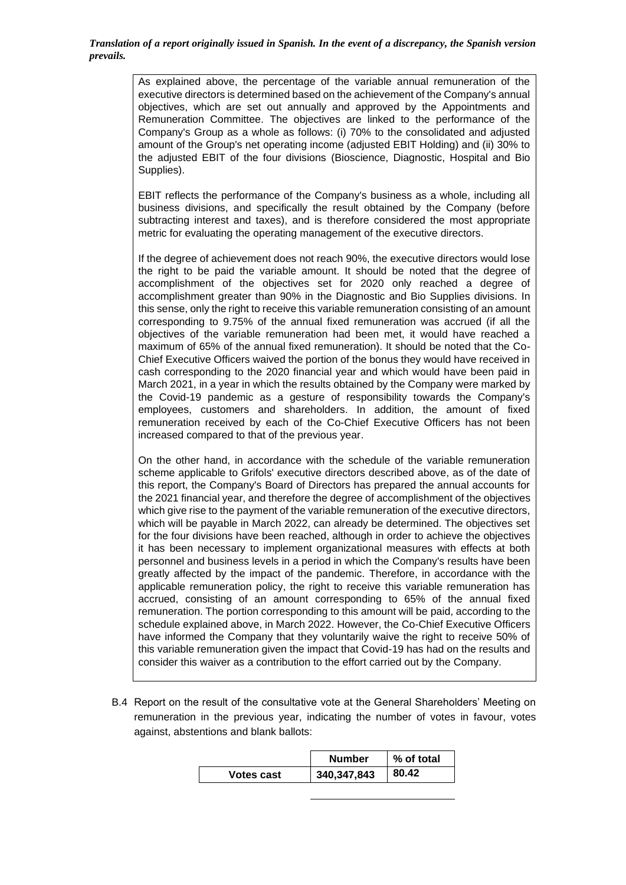*Translation of a report originally issued in Spanish. In the event of a discrepancy, the Spanish version prevails.*

As explained above, the percentage of the variable annual remuneration of the executive directors is determined based on the achievement of the Company's annual objectives, which are set out annually and approved by the Appointments and Remuneration Committee. The objectives are linked to the performance of the Company's Group as a whole as follows: (i) 70% to the consolidated and adjusted amount of the Group's net operating income (adjusted EBIT Holding) and (ii) 30% to the adjusted EBIT of the four divisions (Bioscience, Diagnostic, Hospital and Bio Supplies).

EBIT reflects the performance of the Company's business as a whole, including all business divisions, and specifically the result obtained by the Company (before subtracting interest and taxes), and is therefore considered the most appropriate metric for evaluating the operating management of the executive directors.

If the degree of achievement does not reach 90%, the executive directors would lose the right to be paid the variable amount. It should be noted that the degree of accomplishment of the objectives set for 2020 only reached a degree of accomplishment greater than 90% in the Diagnostic and Bio Supplies divisions. In this sense, only the right to receive this variable remuneration consisting of an amount corresponding to 9.75% of the annual fixed remuneration was accrued (if all the objectives of the variable remuneration had been met, it would have reached a maximum of 65% of the annual fixed remuneration). It should be noted that the Co-Chief Executive Officers waived the portion of the bonus they would have received in cash corresponding to the 2020 financial year and which would have been paid in March 2021, in a year in which the results obtained by the Company were marked by the Covid-19 pandemic as a gesture of responsibility towards the Company's employees, customers and shareholders. In addition, the amount of fixed remuneration received by each of the Co-Chief Executive Officers has not been increased compared to that of the previous year.

On the other hand, in accordance with the schedule of the variable remuneration scheme applicable to Grifols' executive directors described above, as of the date of this report, the Company's Board of Directors has prepared the annual accounts for the 2021 financial year, and therefore the degree of accomplishment of the objectives which give rise to the payment of the variable remuneration of the executive directors, which will be payable in March 2022, can already be determined. The objectives set for the four divisions have been reached, although in order to achieve the objectives it has been necessary to implement organizational measures with effects at both personnel and business levels in a period in which the Company's results have been greatly affected by the impact of the pandemic. Therefore, in accordance with the applicable remuneration policy, the right to receive this variable remuneration has accrued, consisting of an amount corresponding to 65% of the annual fixed remuneration. The portion corresponding to this amount will be paid, according to the schedule explained above, in March 2022. However, the Co-Chief Executive Officers have informed the Company that they voluntarily waive the right to receive 50% of this variable remuneration given the impact that Covid-19 has had on the results and consider this waiver as a contribution to the effort carried out by the Company.

B.4 Report on the result of the consultative vote at the General Shareholders' Meeting on remuneration in the previous year, indicating the number of votes in favour, votes against, abstentions and blank ballots:

| | Number | % of total |
|---|---|---|
| **Votes cast** | 340,347,843 | 80.42 |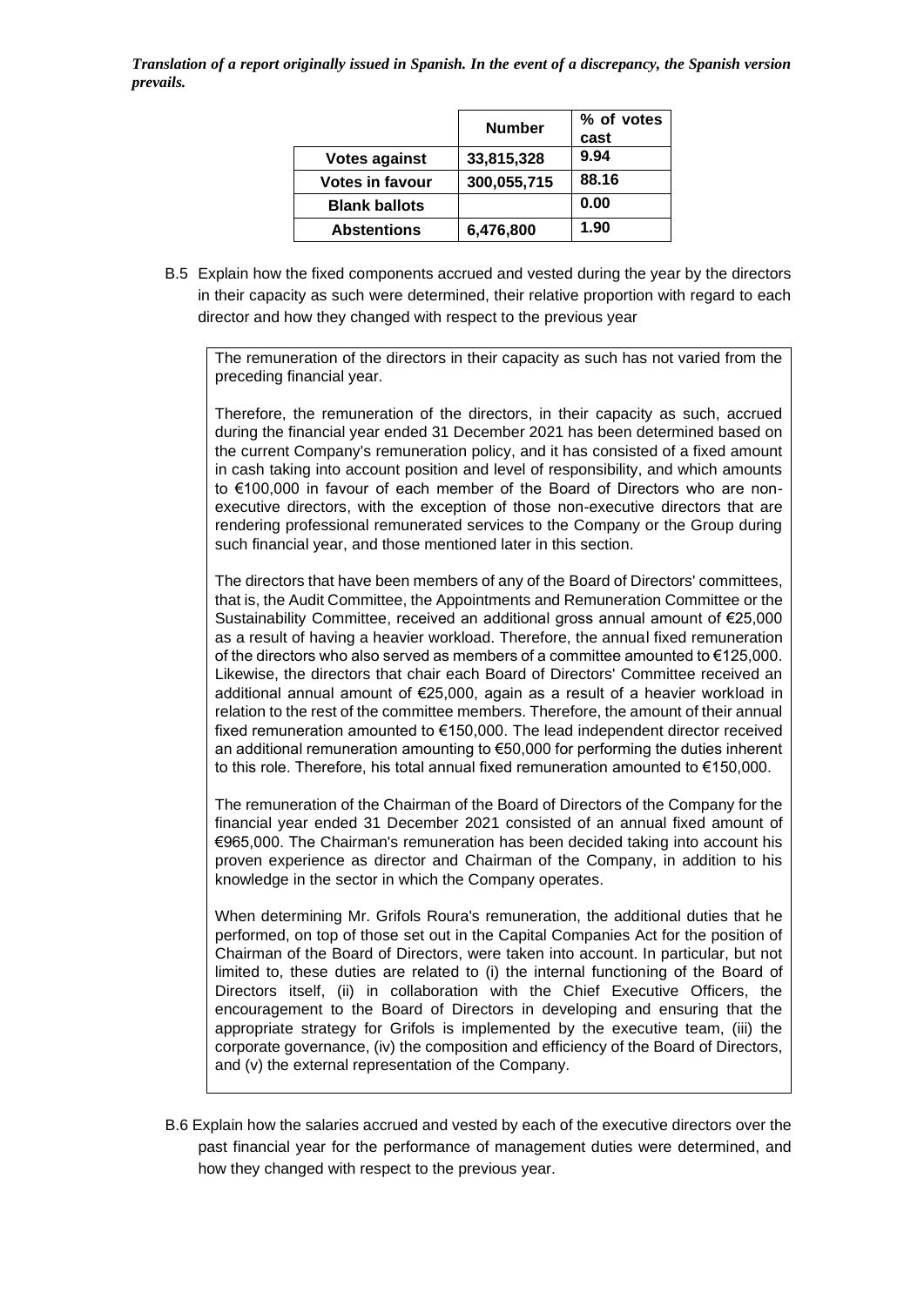*Translation of a report originally issued in Spanish. In the event of a discrepancy, the Spanish version prevails.*

| | Number | % of votes cast |
|---|---|---|
| Votes against | 33,815,328 | 9.94 |
| Votes in favour | 300,055,715 | 88.16 |
| Blank ballots | | 0.00 |
| Abstentions | 6,476,800 | 1.90 |

B.5 Explain how the fixed components accrued and vested during the year by the directors in their capacity as such were determined, their relative proportion with regard to each director and how they changed with respect to the previous year

The remuneration of the directors in their capacity as such has not varied from the preceding financial year.

Therefore, the remuneration of the directors, in their capacity as such, accrued during the financial year ended 31 December 2021 has been determined based on the current Company's remuneration policy, and it has consisted of a fixed amount in cash taking into account position and level of responsibility, and which amounts to €100,000 in favour of each member of the Board of Directors who are non-executive directors, with the exception of those non-executive directors that are rendering professional remunerated services to the Company or the Group during such financial year, and those mentioned later in this section.

The directors that have been members of any of the Board of Directors' committees, that is, the Audit Committee, the Appointments and Remuneration Committee or the Sustainability Committee, received an additional gross annual amount of €25,000 as a result of having a heavier workload. Therefore, the annual fixed remuneration of the directors who also served as members of a committee amounted to €125,000. Likewise, the directors that chair each Board of Directors' Committee received an additional annual amount of €25,000, again as a result of a heavier workload in relation to the rest of the committee members. Therefore, the amount of their annual fixed remuneration amounted to €150,000. The lead independent director received an additional remuneration amounting to €50,000 for performing the duties inherent to this role. Therefore, his total annual fixed remuneration amounted to €150,000.

The remuneration of the Chairman of the Board of Directors of the Company for the financial year ended 31 December 2021 consisted of an annual fixed amount of €965,000. The Chairman's remuneration has been decided taking into account his proven experience as director and Chairman of the Company, in addition to his knowledge in the sector in which the Company operates.

When determining Mr. Grifols Roura's remuneration, the additional duties that he performed, on top of those set out in the Capital Companies Act for the position of Chairman of the Board of Directors, were taken into account. In particular, but not limited to, these duties are related to (i) the internal functioning of the Board of Directors itself, (ii) in collaboration with the Chief Executive Officers, the encouragement to the Board of Directors in developing and ensuring that the appropriate strategy for Grifols is implemented by the executive team, (iii) the corporate governance, (iv) the composition and efficiency of the Board of Directors, and (v) the external representation of the Company.

B.6 Explain how the salaries accrued and vested by each of the executive directors over the past financial year for the performance of management duties were determined, and how they changed with respect to the previous year.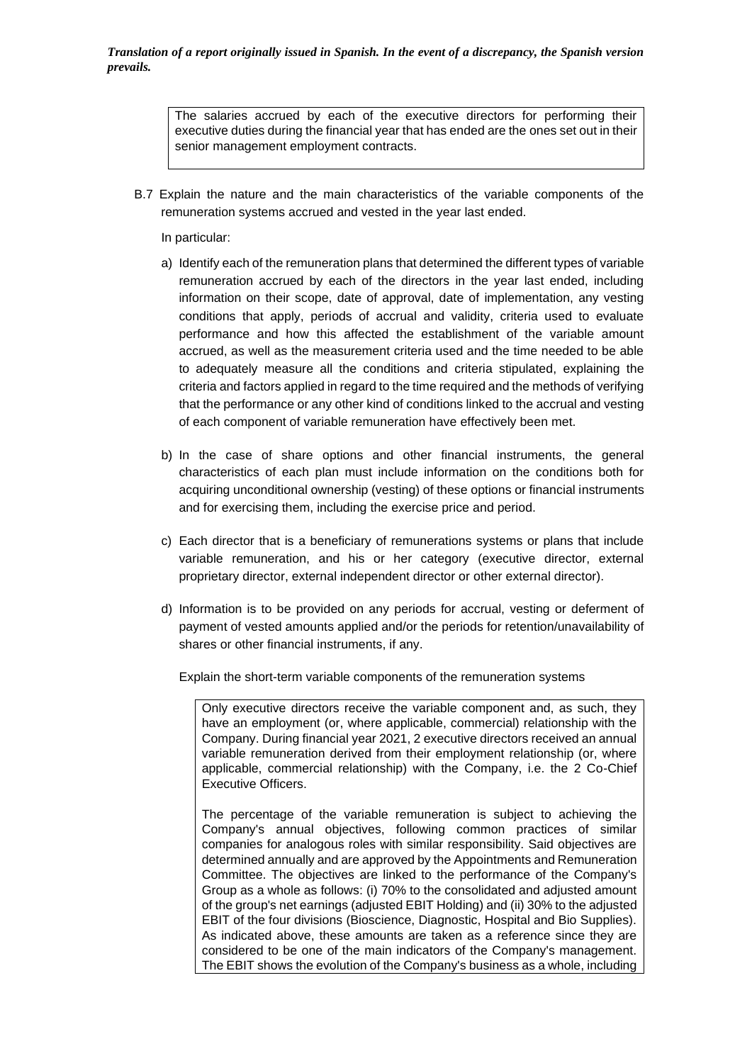The salaries accrued by each of the executive directors for performing their executive duties during the financial year that has ended are the ones set out in their senior management employment contracts.

B.7 Explain the nature and the main characteristics of the variable components of the remuneration systems accrued and vested in the year last ended.

In particular:

a) Identify each of the remuneration plans that determined the different types of variable remuneration accrued by each of the directors in the year last ended, including information on their scope, date of approval, date of implementation, any vesting conditions that apply, periods of accrual and validity, criteria used to evaluate performance and how this affected the establishment of the variable amount accrued, as well as the measurement criteria used and the time needed to be able to adequately measure all the conditions and criteria stipulated, explaining the criteria and factors applied in regard to the time required and the methods of verifying that the performance or any other kind of conditions linked to the accrual and vesting of each component of variable remuneration have effectively been met.

b) In the case of share options and other financial instruments, the general characteristics of each plan must include information on the conditions both for acquiring unconditional ownership (vesting) of these options or financial instruments and for exercising them, including the exercise price and period.

c) Each director that is a beneficiary of remunerations systems or plans that include variable remuneration, and his or her category (executive director, external proprietary director, external independent director or other external director).

d) Information is to be provided on any periods for accrual, vesting or deferment of payment of vested amounts applied and/or the periods for retention/unavailability of shares or other financial instruments, if any.

Explain the short-term variable components of the remuneration systems

Only executive directors receive the variable component and, as such, they have an employment (or, where applicable, commercial) relationship with the Company. During financial year 2021, 2 executive directors received an annual variable remuneration derived from their employment relationship (or, where applicable, commercial relationship) with the Company, i.e. the 2 Co-Chief Executive Officers.

The percentage of the variable remuneration is subject to achieving the Company's annual objectives, following common practices of similar companies for analogous roles with similar responsibility. Said objectives are determined annually and are approved by the Appointments and Remuneration Committee. The objectives are linked to the performance of the Company's Group as a whole as follows: (i) 70% to the consolidated and adjusted amount of the group's net earnings (adjusted EBIT Holding) and (ii) 30% to the adjusted EBIT of the four divisions (Bioscience, Diagnostic, Hospital and Bio Supplies). As indicated above, these amounts are taken as a reference since they are considered to be one of the main indicators of the Company's management. The EBIT shows the evolution of the Company's business as a whole, including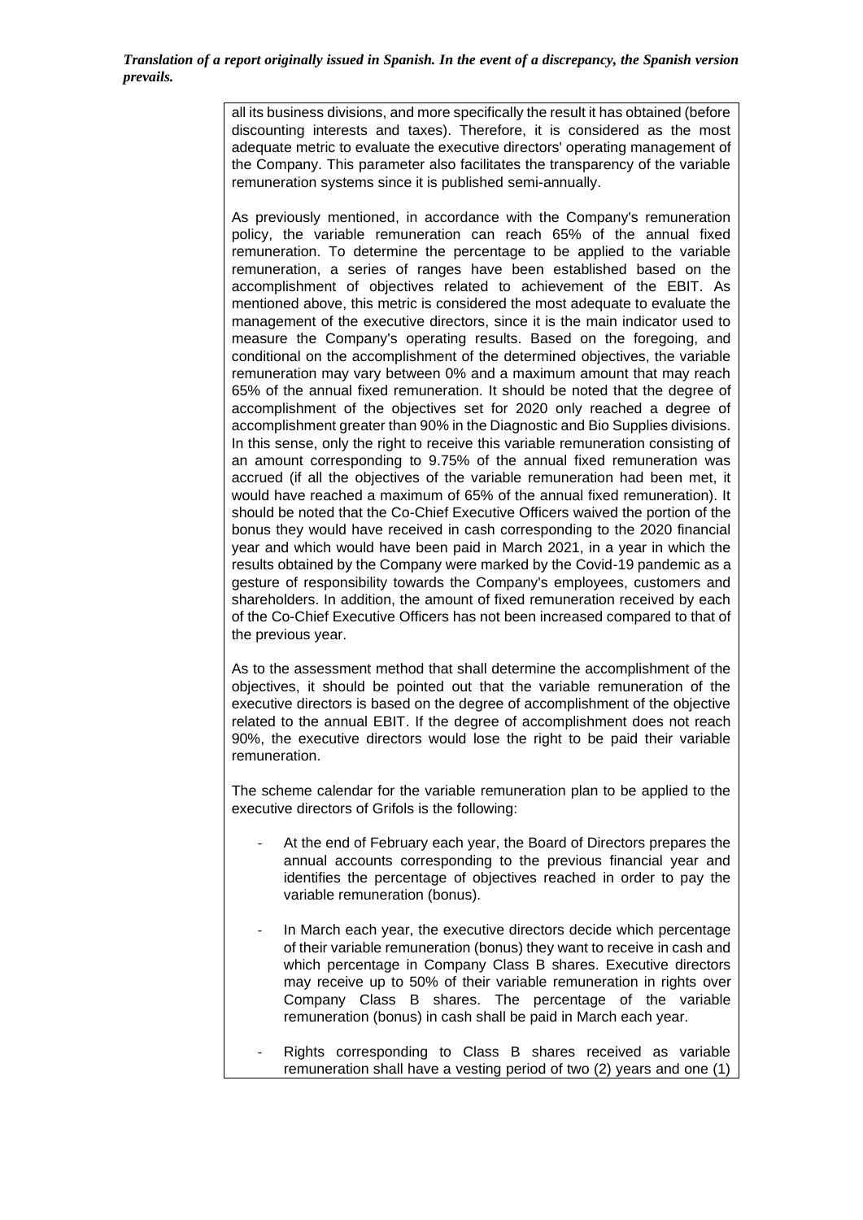*Translation of a report originally issued in Spanish. In the event of a discrepancy, the Spanish version prevails.*

all its business divisions, and more specifically the result it has obtained (before discounting interests and taxes). Therefore, it is considered as the most adequate metric to evaluate the executive directors' operating management of the Company. This parameter also facilitates the transparency of the variable remuneration systems since it is published semi-annually.

As previously mentioned, in accordance with the Company's remuneration policy, the variable remuneration can reach 65% of the annual fixed remuneration. To determine the percentage to be applied to the variable remuneration, a series of ranges have been established based on the accomplishment of objectives related to achievement of the EBIT. As mentioned above, this metric is considered the most adequate to evaluate the management of the executive directors, since it is the main indicator used to measure the Company's operating results. Based on the foregoing, and conditional on the accomplishment of the determined objectives, the variable remuneration may vary between 0% and a maximum amount that may reach 65% of the annual fixed remuneration. It should be noted that the degree of accomplishment of the objectives set for 2020 only reached a degree of accomplishment greater than 90% in the Diagnostic and Bio Supplies divisions. In this sense, only the right to receive this variable remuneration consisting of an amount corresponding to 9.75% of the annual fixed remuneration was accrued (if all the objectives of the variable remuneration had been met, it would have reached a maximum of 65% of the annual fixed remuneration). It should be noted that the Co-Chief Executive Officers waived the portion of the bonus they would have received in cash corresponding to the 2020 financial year and which would have been paid in March 2021, in a year in which the results obtained by the Company were marked by the Covid-19 pandemic as a gesture of responsibility towards the Company's employees, customers and shareholders. In addition, the amount of fixed remuneration received by each of the Co-Chief Executive Officers has not been increased compared to that of the previous year.

As to the assessment method that shall determine the accomplishment of the objectives, it should be pointed out that the variable remuneration of the executive directors is based on the degree of accomplishment of the objective related to the annual EBIT. If the degree of accomplishment does not reach 90%, the executive directors would lose the right to be paid their variable remuneration.

The scheme calendar for the variable remuneration plan to be applied to the executive directors of Grifols is the following:

- At the end of February each year, the Board of Directors prepares the annual accounts corresponding to the previous financial year and identifies the percentage of objectives reached in order to pay the variable remuneration (bonus).
- In March each year, the executive directors decide which percentage of their variable remuneration (bonus) they want to receive in cash and which percentage in Company Class B shares. Executive directors may receive up to 50% of their variable remuneration in rights over Company Class B shares. The percentage of the variable remuneration (bonus) in cash shall be paid in March each year.
- Rights corresponding to Class B shares received as variable remuneration shall have a vesting period of two (2) years and one (1)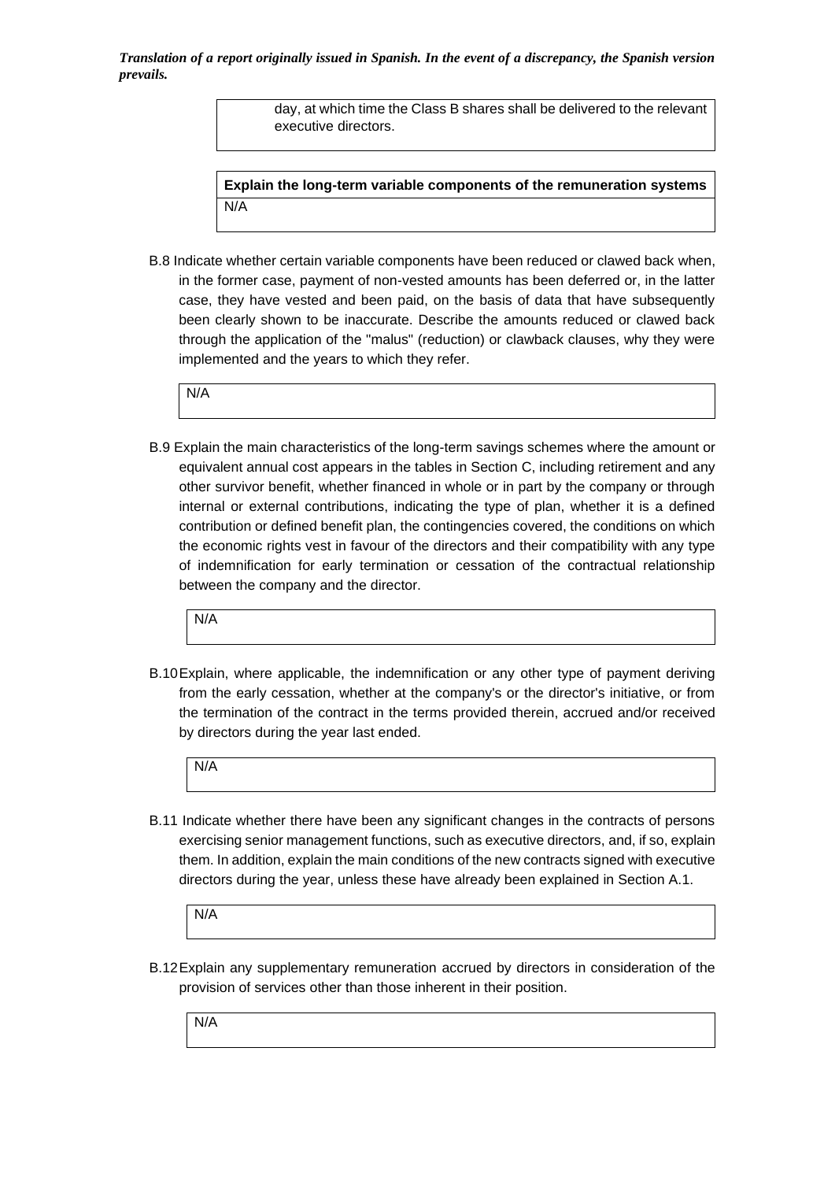day, at which time the Class B shares shall be delivered to the relevant executive directors.

| Explain the long-term variable components of the remuneration systems |
| --- |
| N/A |

B.8 Indicate whether certain variable components have been reduced or clawed back when, in the former case, payment of non-vested amounts has been deferred or, in the latter case, they have vested and been paid, on the basis of data that have subsequently been clearly shown to be inaccurate. Describe the amounts reduced or clawed back through the application of the "malus" (reduction) or clawback clauses, why they were implemented and the years to which they refer.

N/A

B.9 Explain the main characteristics of the long-term savings schemes where the amount or equivalent annual cost appears in the tables in Section C, including retirement and any other survivor benefit, whether financed in whole or in part by the company or through internal or external contributions, indicating the type of plan, whether it is a defined contribution or defined benefit plan, the contingencies covered, the conditions on which the economic rights vest in favour of the directors and their compatibility with any type of indemnification for early termination or cessation of the contractual relationship between the company and the director.

N/A

B.10 Explain, where applicable, the indemnification or any other type of payment deriving from the early cessation, whether at the company's or the director's initiative, or from the termination of the contract in the terms provided therein, accrued and/or received by directors during the year last ended.

N/A

B.11 Indicate whether there have been any significant changes in the contracts of persons exercising senior management functions, such as executive directors, and, if so, explain them. In addition, explain the main conditions of the new contracts signed with executive directors during the year, unless these have already been explained in Section A.1.

N/A

B.12 Explain any supplementary remuneration accrued by directors in consideration of the provision of services other than those inherent in their position.

N/A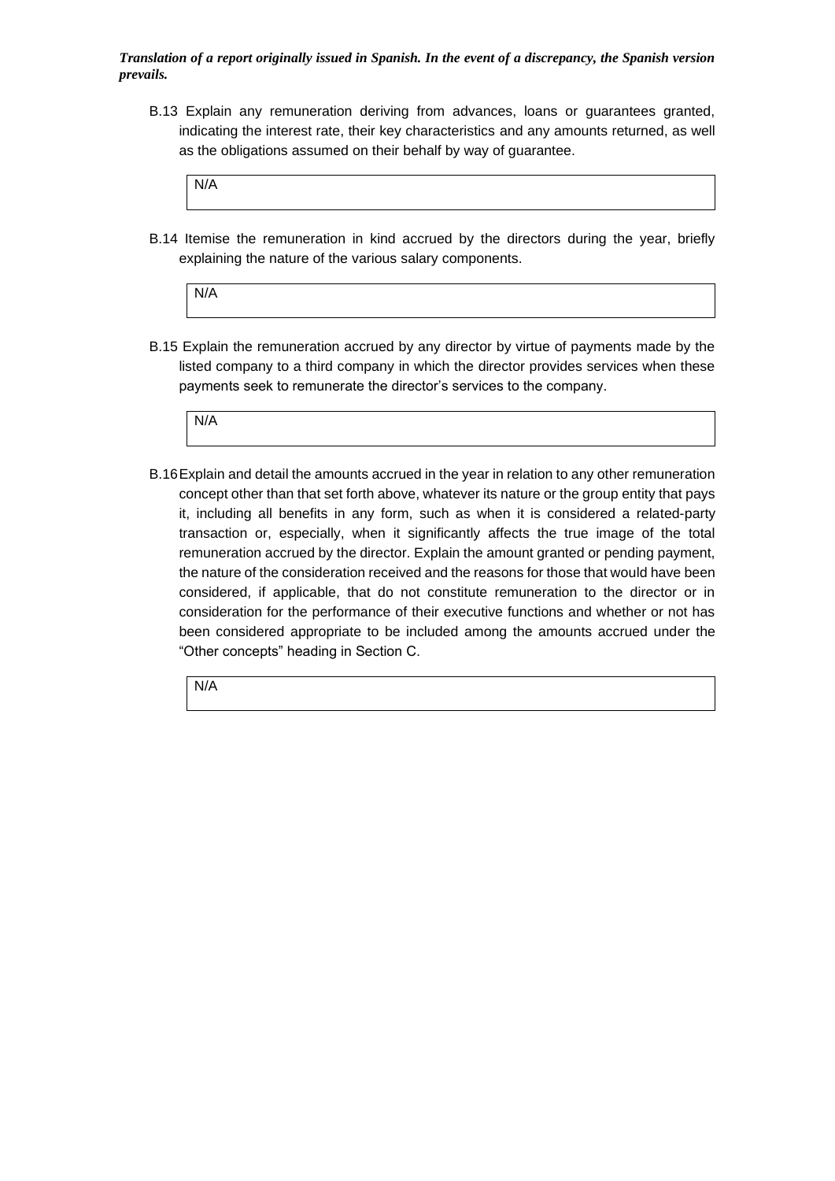*__Translation of a report originally issued in Spanish. In the event of a discrepancy, the Spanish version prevails.__*

B.13 Explain any remuneration deriving from advances, loans or guarantees granted, indicating the interest rate, their key characteristics and any amounts returned, as well as the obligations assumed on their behalf by way of guarantee.

| N/A |
|---|

B.14 Itemise the remuneration in kind accrued by the directors during the year, briefly explaining the nature of the various salary components.

| N/A |
|---|

B.15 Explain the remuneration accrued by any director by virtue of payments made by the listed company to a third company in which the director provides services when these payments seek to remunerate the director's services to the company.

| N/A |
|---|

B.16 Explain and detail the amounts accrued in the year in relation to any other remuneration concept other than that set forth above, whatever its nature or the group entity that pays it, including all benefits in any form, such as when it is considered a related-party transaction or, especially, when it significantly affects the true image of the total remuneration accrued by the director. Explain the amount granted or pending payment, the nature of the consideration received and the reasons for those that would have been considered, if applicable, that do not constitute remuneration to the director or in consideration for the performance of their executive functions and whether or not has been considered appropriate to be included among the amounts accrued under the "Other concepts" heading in Section C.

| N/A |
|---|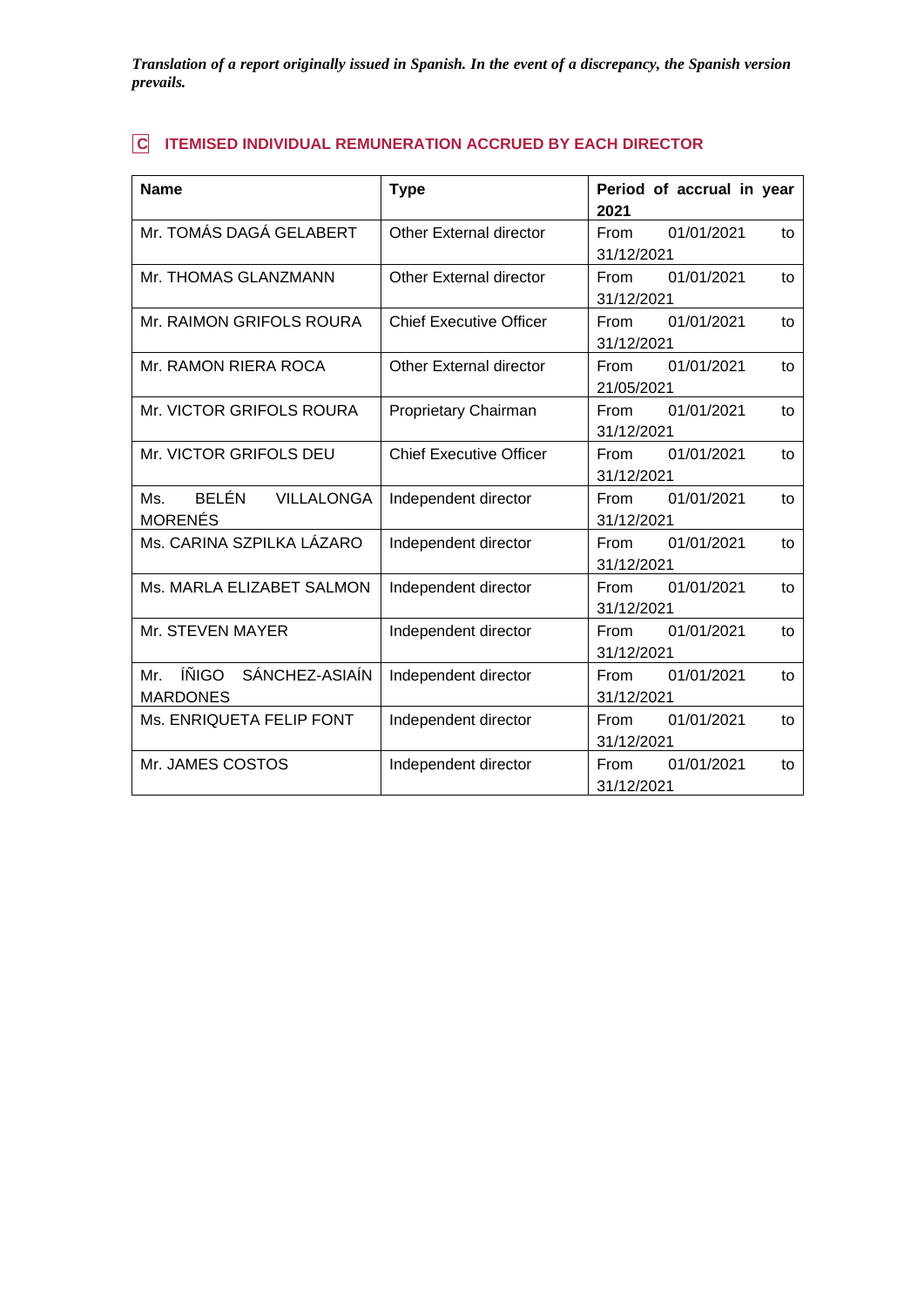*Translation of a report originally issued in Spanish. In the event of a discrepancy, the Spanish version prevails.*

## C ITEMISED INDIVIDUAL REMUNERATION ACCRUED BY EACH DIRECTOR

| Name | Type | Period of accrual in year 2021 |
|---|---|---|
| Mr. TOMÁS DAGÁ GELABERT | Other External director | From 01/01/2021 to 31/12/2021 |
| Mr. THOMAS GLANZMANN | Other External director | From 01/01/2021 to 31/12/2021 |
| Mr. RAIMON GRIFOLS ROURA | Chief Executive Officer | From 01/01/2021 to 31/12/2021 |
| Mr. RAMON RIERA ROCA | Other External director | From 01/01/2021 to 21/05/2021 |
| Mr. VICTOR GRIFOLS ROURA | Proprietary Chairman | From 01/01/2021 to 31/12/2021 |
| Mr. VICTOR GRIFOLS DEU | Chief Executive Officer | From 01/01/2021 to 31/12/2021 |
| Ms. BELÉN VILLALONGA MORENÉS | Independent director | From 01/01/2021 to 31/12/2021 |
| Ms. CARINA SZPILKA LÁZARO | Independent director | From 01/01/2021 to 31/12/2021 |
| Ms. MARLA ELIZABET SALMON | Independent director | From 01/01/2021 to 31/12/2021 |
| Mr. STEVEN MAYER | Independent director | From 01/01/2021 to 31/12/2021 |
| Mr. ÍÑIGO SÁNCHEZ-ASIAÍN MARDONES | Independent director | From 01/01/2021 to 31/12/2021 |
| Ms. ENRIQUETA FELIP FONT | Independent director | From 01/01/2021 to 31/12/2021 |
| Mr. JAMES COSTOS | Independent director | From 01/01/2021 to 31/12/2021 |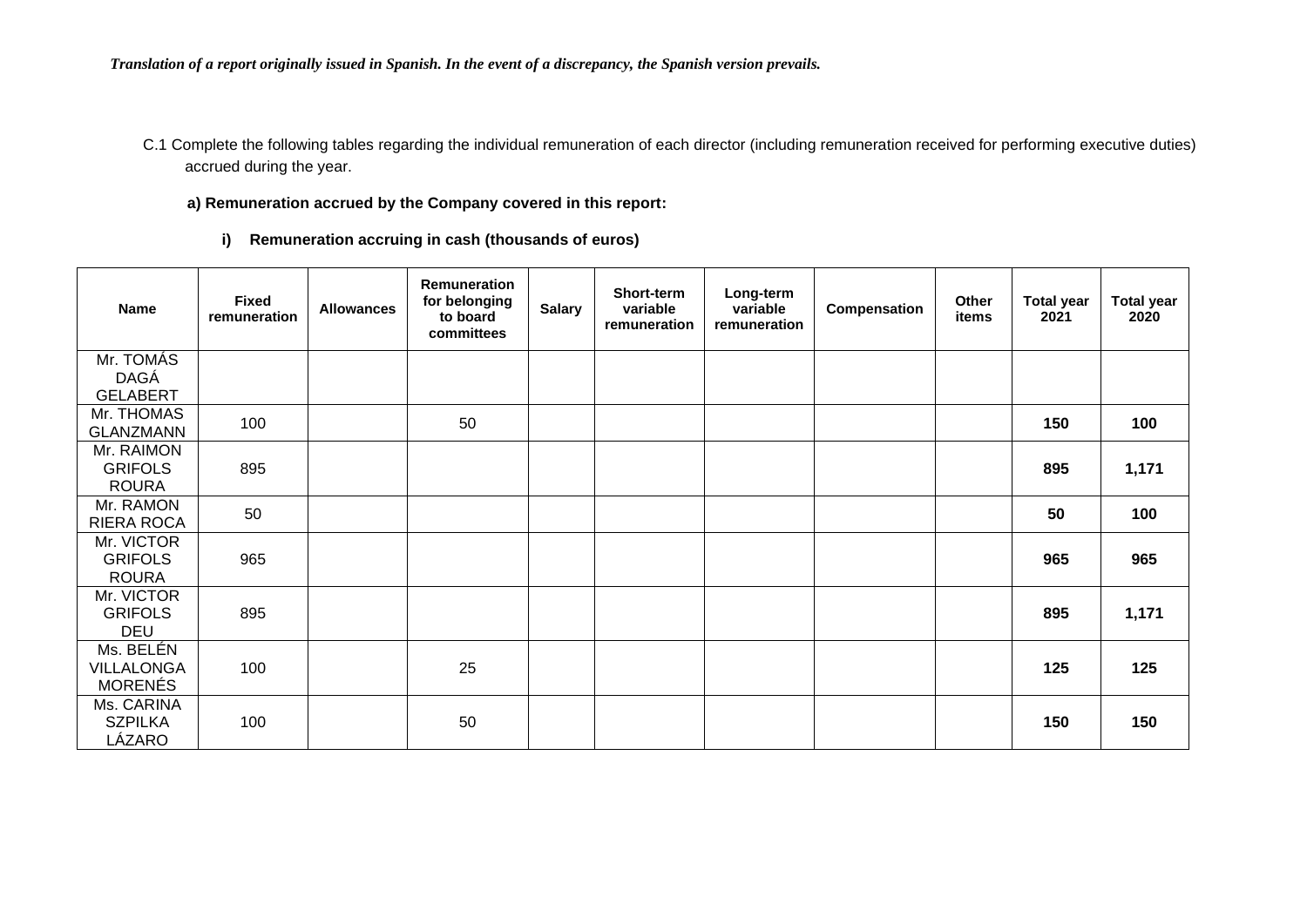*Translation of a report originally issued in Spanish. In the event of a discrepancy, the Spanish version prevails.*

C.1 Complete the following tables regarding the individual remuneration of each director (including remuneration received for performing executive duties) accrued during the year.

**a) Remuneration accrued by the Company covered in this report:**

**i) Remuneration accruing in cash (thousands of euros)**

| Name | Fixed remuneration | Allowances | Remuneration for belonging to board committees | Salary | Short-term variable remuneration | Long-term variable remuneration | Compensation | Other items | Total year 2021 | Total year 2020 |
|---|---|---|---|---|---|---|---|---|---|---|
| Mr. TOMÁS DAGÁ GELABERT | | | | | | | | | | |
| Mr. THOMAS GLANZMANN | 100 | | 50 | | | | | | **150** | **100** |
| Mr. RAIMON GRIFOLS ROURA | 895 | | | | | | | | **895** | **1,171** |
| Mr. RAMON RIERA ROCA | 50 | | | | | | | | **50** | **100** |
| Mr. VICTOR GRIFOLS ROURA | 965 | | | | | | | | **965** | **965** |
| Mr. VICTOR GRIFOLS DEU | 895 | | | | | | | | **895** | **1,171** |
| Ms. BELÉN VILLALONGA MORENÉS | 100 | | 25 | | | | | | **125** | **125** |
| Ms. CARINA SZPILKA LÁZARO | 100 | | 50 | | | | | | **150** | **150** |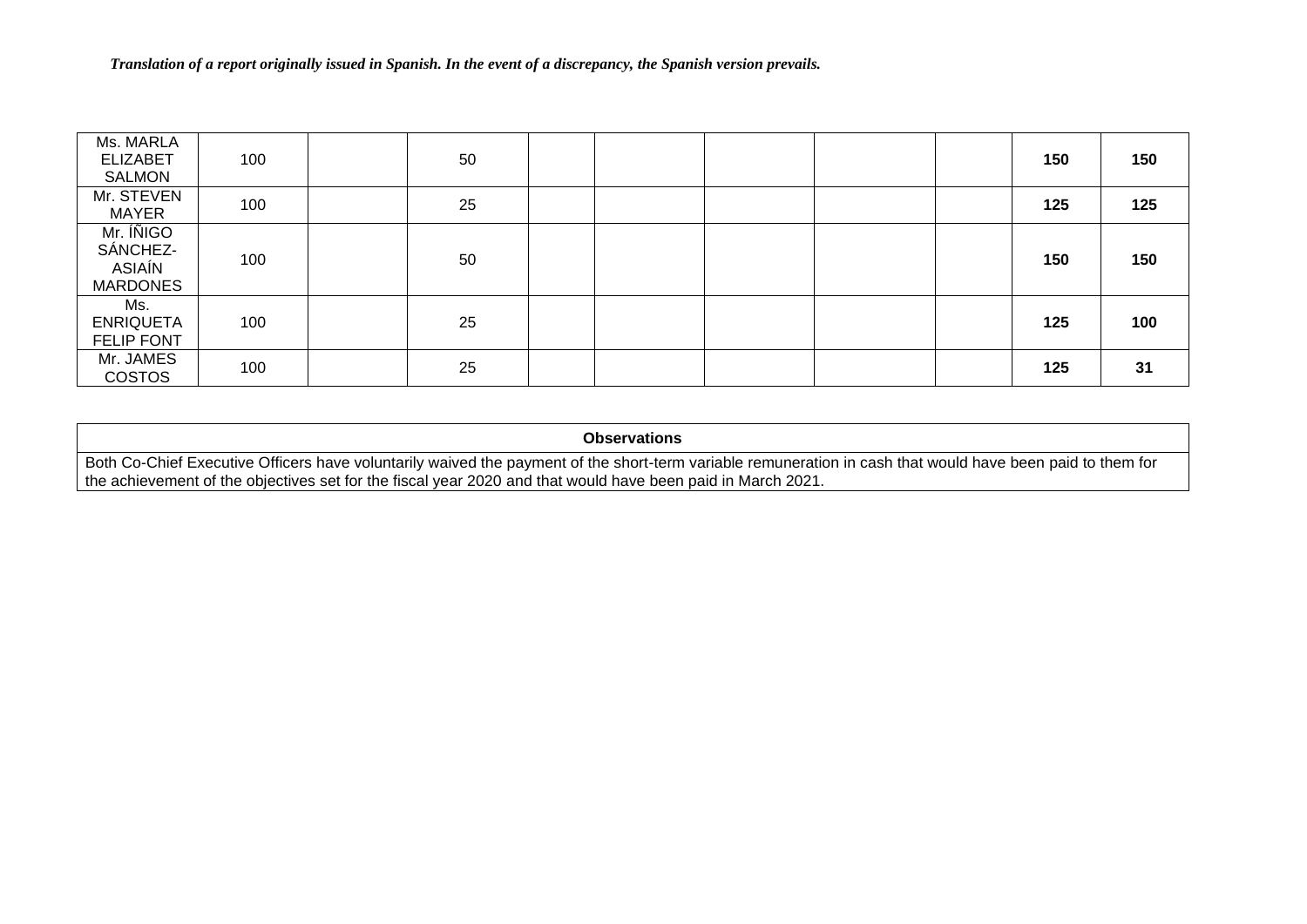*Translation of a report originally issued in Spanish. In the event of a discrepancy, the Spanish version prevails.*

| | | | | | | | | | | |
|---|---|---|---|---|---|---|---|---|---|---|
| Ms. MARLA ELIZABET SALMON | 100 | | 50 | | | | | | **150** | **150** |
| Mr. STEVEN MAYER | 100 | | 25 | | | | | | **125** | **125** |
| Mr. ÍÑIGO SÁNCHEZ-ASIAÍN MARDONES | 100 | | 50 | | | | | | **150** | **150** |
| Ms. ENRIQUETA FELIP FONT | 100 | | 25 | | | | | | **125** | **100** |
| Mr. JAMES COSTOS | 100 | | 25 | | | | | | **125** | **31** |

| **Observations** |
|---|
| Both Co-Chief Executive Officers have voluntarily waived the payment of the short-term variable remuneration in cash that would have been paid to them for the achievement of the objectives set for the fiscal year 2020 and that would have been paid in March 2021. |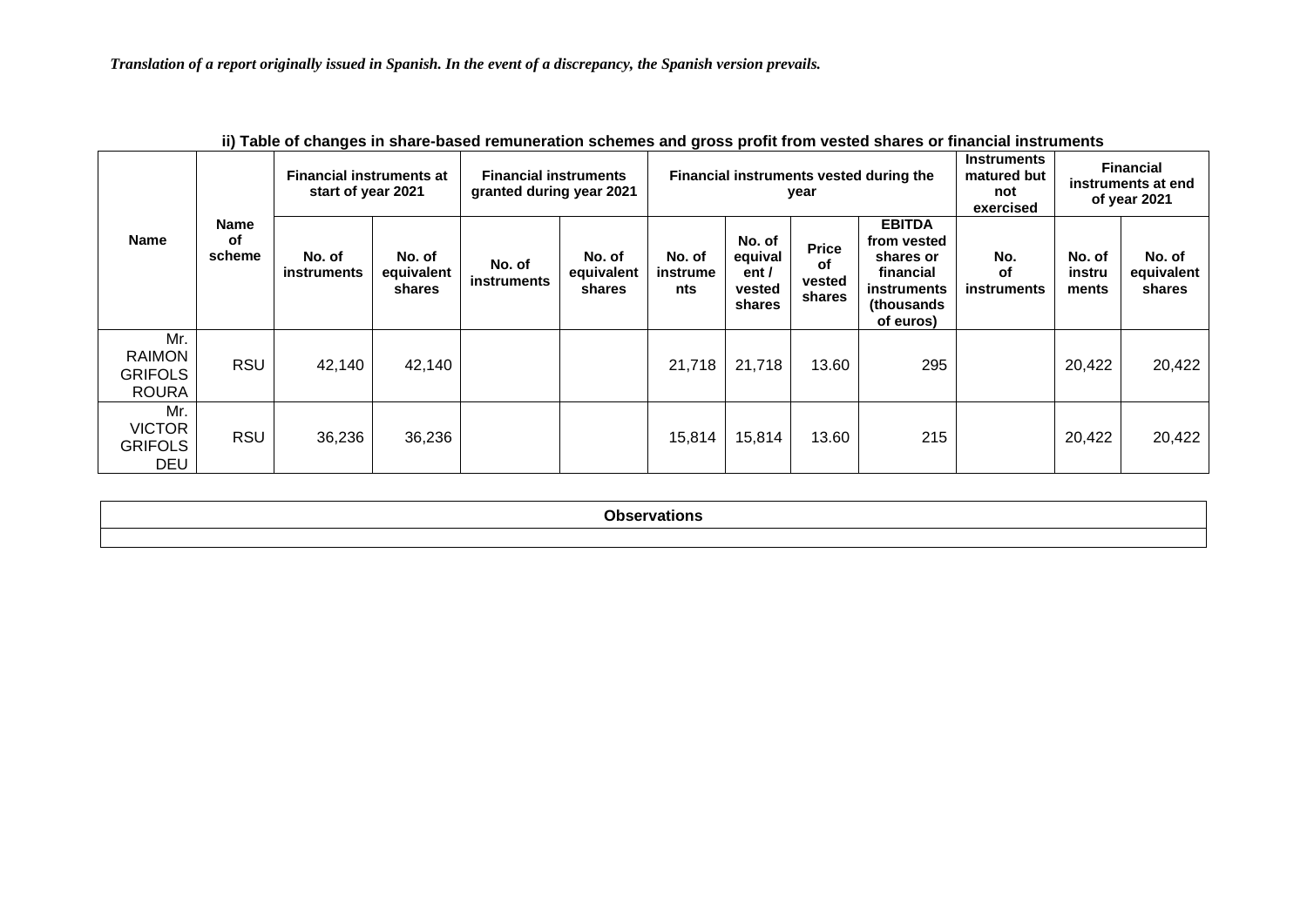*Translation of a report originally issued in Spanish. In the event of a discrepancy, the Spanish version prevails.*

**ii) Table of changes in share-based remuneration schemes and gross profit from vested shares or financial instruments**

| Name | Name of scheme | Financial instruments at start of year 2021 | | Financial instruments granted during year 2021 | | Financial instruments vested during the year | | | | Instruments matured but not exercised | Financial instruments at end of year 2021 | |
|---|---|---|---|---|---|---|---|---|---|---|---|---|
| | | No. of instruments | No. of equivalent shares | No. of instruments | No. of equivalent shares | No. of instruments | No. of equivalent / vested shares | Price of vested shares | EBITDA from vested shares or financial instruments (thousands of euros) | No. of instruments | No. of instruments | No. of equivalent shares |
| Mr. RAIMON GRIFOLS ROURA | RSU | 42,140 | 42,140 | | | 21,718 | 21,718 | 13.60 | 295 | | 20,422 | 20,422 |
| Mr. VICTOR GRIFOLS DEU | RSU | 36,236 | 36,236 | | | 15,814 | 15,814 | 13.60 | 215 | | 20,422 | 20,422 |

| Observations |
|---|
| |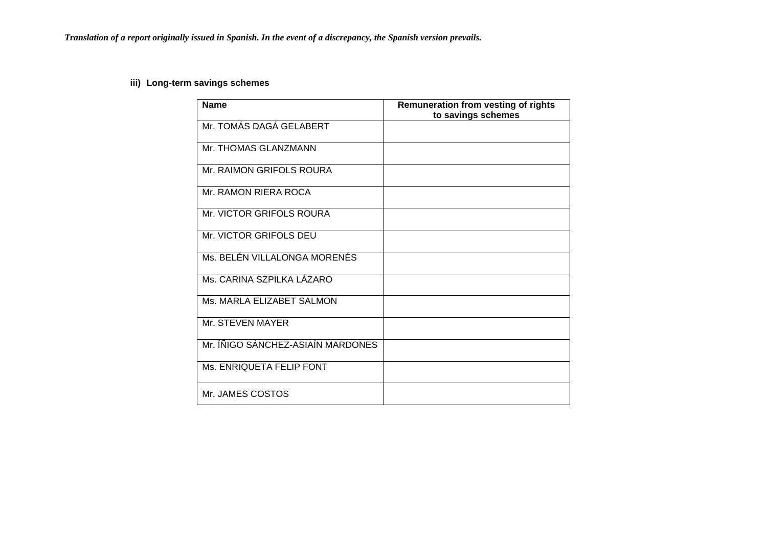*Translation of a report originally issued in Spanish. In the event of a discrepancy, the Spanish version prevails.*

**iii) Long-term savings schemes**

| Name | Remuneration from vesting of rights to savings schemes |
|---|---|
| Mr. TOMÁS DAGÁ GELABERT | |
| Mr. THOMAS GLANZMANN | |
| Mr. RAIMON GRIFOLS ROURA | |
| Mr. RAMON RIERA ROCA | |
| Mr. VICTOR GRIFOLS ROURA | |
| Mr. VICTOR GRIFOLS DEU | |
| Ms. BELÉN VILLALONGA MORENÉS | |
| Ms. CARINA SZPILKA LÁZARO | |
| Ms. MARLA ELIZABET SALMON | |
| Mr. STEVEN MAYER | |
| Mr. ÍÑIGO SÁNCHEZ-ASIAÍN MARDONES | |
| Ms. ENRIQUETA FELIP FONT | |
| Mr. JAMES COSTOS | |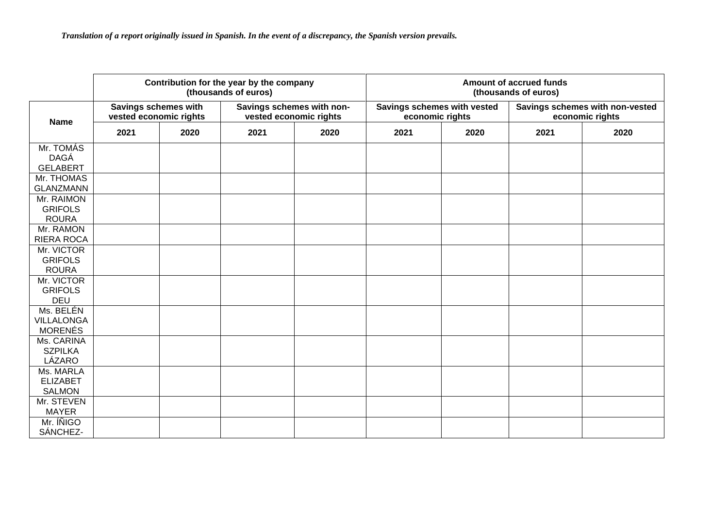*Translation of a report originally issued in Spanish. In the event of a discrepancy, the Spanish version prevails.*

| Name | Contribution for the year by the company (thousands of euros) | | | | Amount of accrued funds (thousands of euros) | | | |
|---|---|---|---|---|---|---|---|---|
| | Savings schemes with vested economic rights | | Savings schemes with non-vested economic rights | | Savings schemes with vested economic rights | | Savings schemes with non-vested economic rights | |
| | 2021 | 2020 | 2021 | 2020 | 2021 | 2020 | 2021 | 2020 |
| Mr. TOMÁS DAGÁ GELABERT | | | | | | | | |
| Mr. THOMAS GLANZMANN | | | | | | | | |
| Mr. RAIMON GRIFOLS ROURA | | | | | | | | |
| Mr. RAMON RIERA ROCA | | | | | | | | |
| Mr. VICTOR GRIFOLS ROURA | | | | | | | | |
| Mr. VICTOR GRIFOLS DEU | | | | | | | | |
| Ms. BELÉN VILLALONGA MORENÉS | | | | | | | | |
| Ms. CARINA SZPILKA LÁZARO | | | | | | | | |
| Ms. MARLA ELIZABET SALMON | | | | | | | | |
| Mr. STEVEN MAYER | | | | | | | | |
| Mr. ÍÑIGO SÁNCHEZ- | | | | | | | | |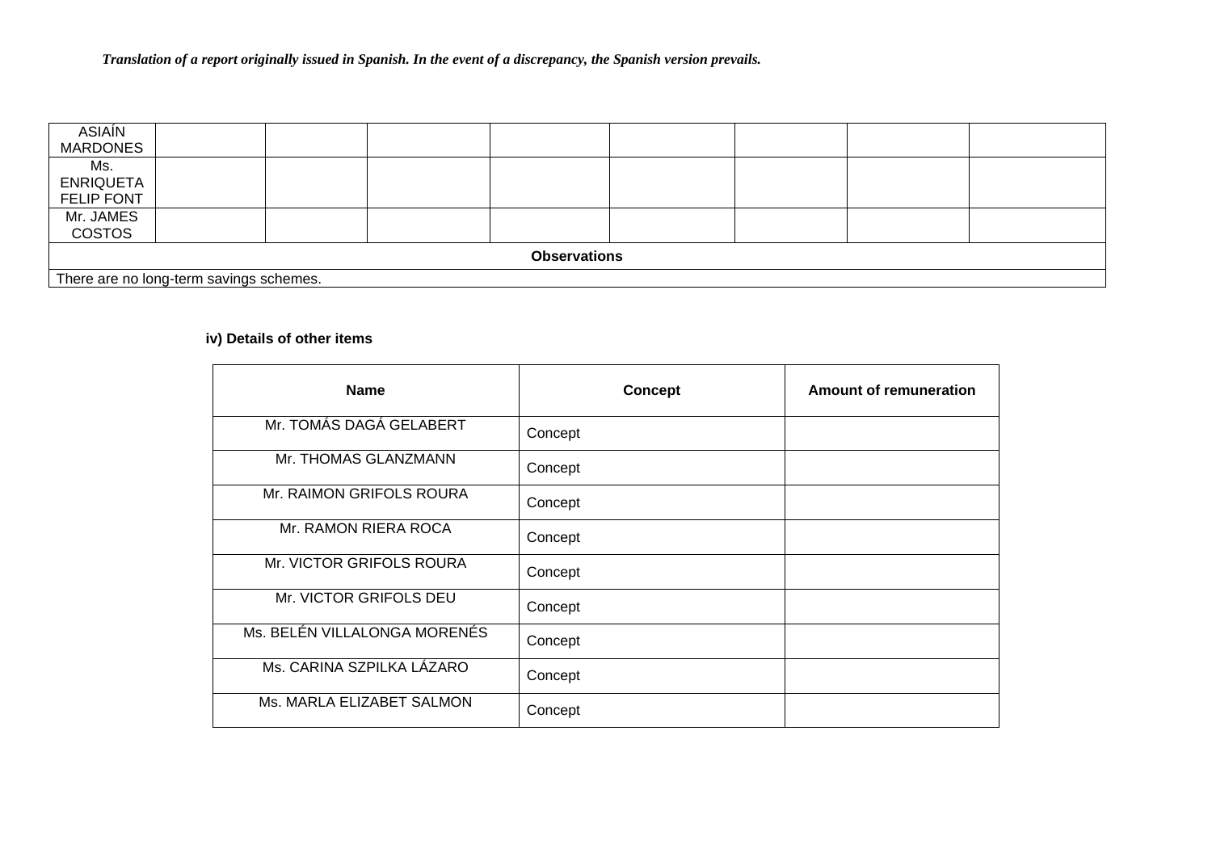*Translation of a report originally issued in Spanish. In the event of a discrepancy, the Spanish version prevails.*

| | | | | | | | | |
|---|---|---|---|---|---|---|---|---|
| ASIAÍN MARDONES | | | | | | | | |
| Ms. ENRIQUETA FELIP FONT | | | | | | | | |
| Mr. JAMES COSTOS | | | | | | | | |
| **Observations** | | | | | | | | |
| There are no long-term savings schemes. | | | | | | | | |

**iv) Details of other items**

| Name | Concept | Amount of remuneration |
|---|---|---|
| Mr. TOMÁS DAGÁ GELABERT | Concept | |
| Mr. THOMAS GLANZMANN | Concept | |
| Mr. RAIMON GRIFOLS ROURA | Concept | |
| Mr. RAMON RIERA ROCA | Concept | |
| Mr. VICTOR GRIFOLS ROURA | Concept | |
| Mr. VICTOR GRIFOLS DEU | Concept | |
| Ms. BELÉN VILLALONGA MORENÉS | Concept | |
| Ms. CARINA SZPILKA LÁZARO | Concept | |
| Ms. MARLA ELIZABET SALMON | Concept | |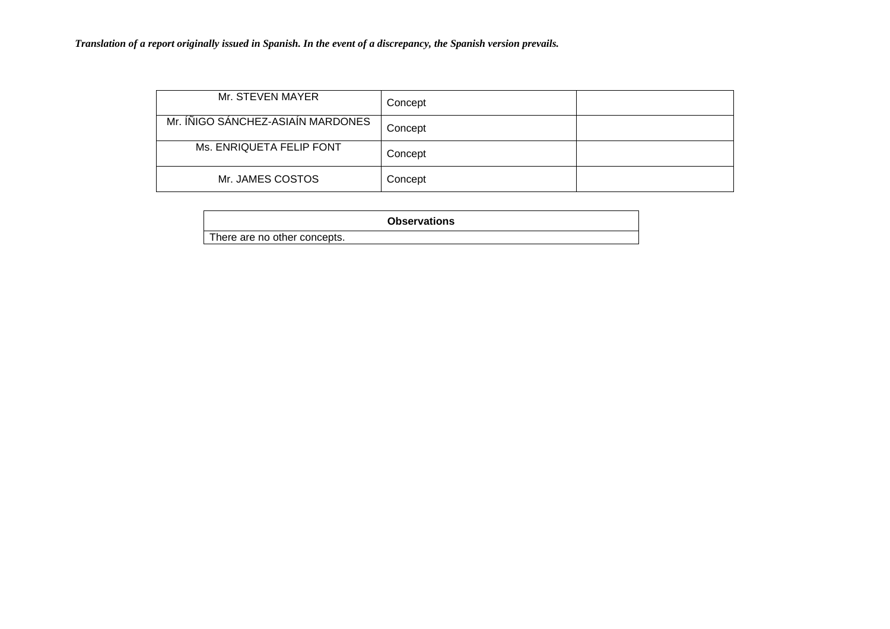*Translation of a report originally issued in Spanish. In the event of a discrepancy, the Spanish version prevails.*

| | | |
|---|---|---|
| Mr. STEVEN MAYER | Concept | |
| Mr. ÍÑIGO SÁNCHEZ-ASIAÍN MARDONES | Concept | |
| Ms. ENRIQUETA FELIP FONT | Concept | |
| Mr. JAMES COSTOS | Concept | |

| Observations |
|---|
| There are no other concepts. |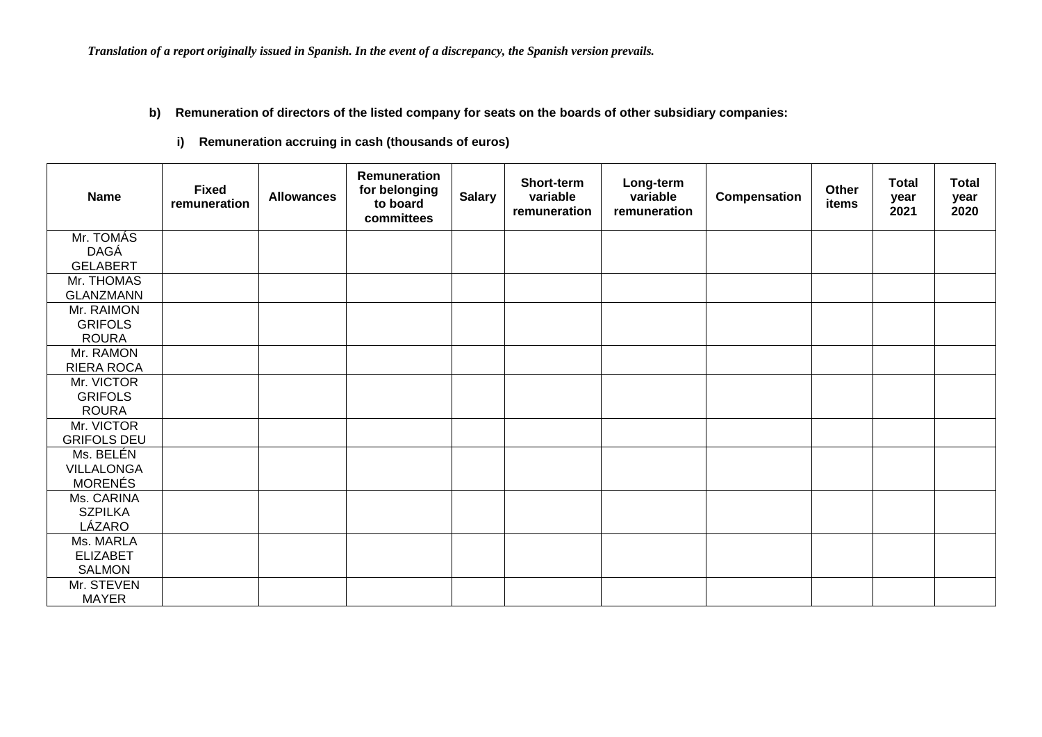*Translation of a report originally issued in Spanish. In the event of a discrepancy, the Spanish version prevails.*

**b) Remuneration of directors of the listed company for seats on the boards of other subsidiary companies:**

**i) Remuneration accruing in cash (thousands of euros)**

| Name | Fixed remuneration | Allowances | Remuneration for belonging to board committees | Salary | Short-term variable remuneration | Long-term variable remuneration | Compensation | Other items | Total year 2021 | Total year 2020 |
|---|---|---|---|---|---|---|---|---|---|---|
| Mr. TOMÁS DAGÁ GELABERT | | | | | | | | | | |
| Mr. THOMAS GLANZMANN | | | | | | | | | | |
| Mr. RAIMON GRIFOLS ROURA | | | | | | | | | | |
| Mr. RAMON RIERA ROCA | | | | | | | | | | |
| Mr. VICTOR GRIFOLS ROURA | | | | | | | | | | |
| Mr. VICTOR GRIFOLS DEU | | | | | | | | | | |
| Ms. BELÉN VILLALONGA MORENÉS | | | | | | | | | | |
| Ms. CARINA SZPILKA LÁZARO | | | | | | | | | | |
| Ms. MARLA ELIZABET SALMON | | | | | | | | | | |
| Mr. STEVEN MAYER | | | | | | | | | | |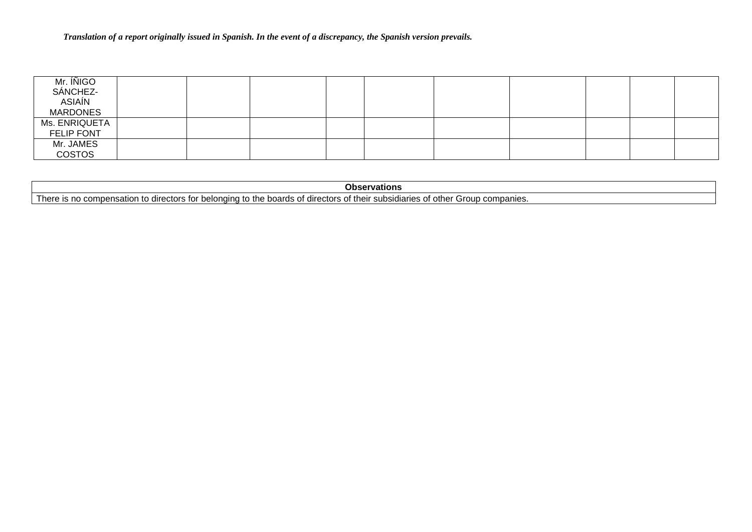*Translation of a report originally issued in Spanish. In the event of a discrepancy, the Spanish version prevails.*

| | | | | | | | | | | |
|---|---|---|---|---|---|---|---|---|---|---|
| Mr. ÍÑIGO SÁNCHEZ-ASIAÍN MARDONES | | | | | | | | | | |
| Ms. ENRIQUETA FELIP FONT | | | | | | | | | | |
| Mr. JAMES COSTOS | | | | | | | | | | |

| **Observations** |
|---|
| There is no compensation to directors for belonging to the boards of directors of their subsidiaries of other Group companies. |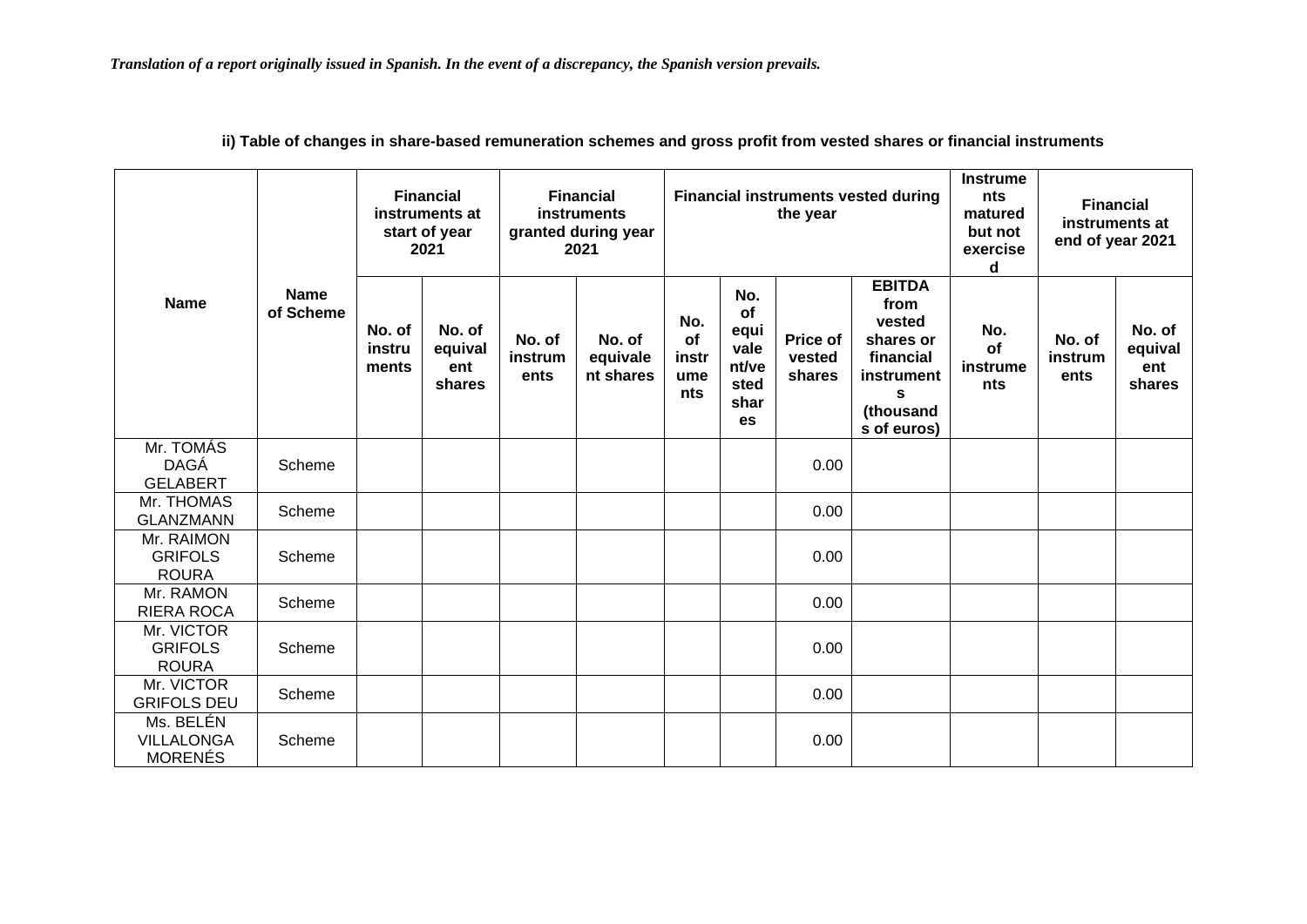*Translation of a report originally issued in Spanish. In the event of a discrepancy, the Spanish version prevails.*

**ii) Table of changes in share-based remuneration schemes and gross profit from vested shares or financial instruments**

| Name | Name of Scheme | Financial instruments at start of year 2021 | | Financial instruments granted during year 2021 | | Financial instruments vested during the year | | | | Instruments matured but not exercised | Financial instruments at end of year 2021 | |
|---|---|---|---|---|---|---|---|---|---|---|---|---|
| | | No. of instruments | No. of equivalent shares | No. of instruments | No. of equivalent shares | No. of instruments | No. of equivalent/vested shares | Price of vested shares | EBITDA from vested shares or financial instruments (thousands of euros) | No. of instruments | No. of instruments | No. of equivalent shares |
| Mr. TOMÁS DAGÁ GELABERT | Scheme | | | | | | | 0.00 | | | | |
| Mr. THOMAS GLANZMANN | Scheme | | | | | | | 0.00 | | | | |
| Mr. RAIMON GRIFOLS ROURA | Scheme | | | | | | | 0.00 | | | | |
| Mr. RAMON RIERA ROCA | Scheme | | | | | | | 0.00 | | | | |
| Mr. VICTOR GRIFOLS ROURA | Scheme | | | | | | | 0.00 | | | | |
| Mr. VICTOR GRIFOLS DEU | Scheme | | | | | | | 0.00 | | | | |
| Ms. BELÉN VILLALONGA MORENÉS | Scheme | | | | | | | 0.00 | | | | |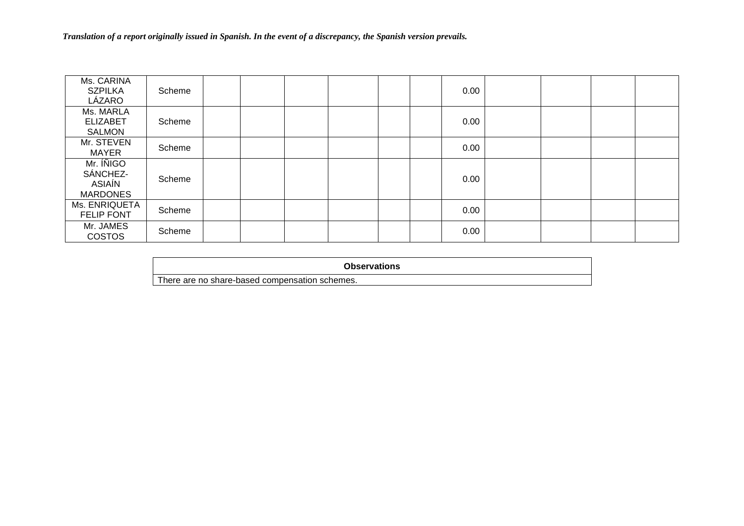| | | | | | | | | | | | | |
|---|---|---|---|---|---|---|---|---|---|---|---|---|
| Ms. CARINA SZPILKA LÁZARO | Scheme | | | | | | | 0.00 | | | | |
| Ms. MARLA ELIZABET SALMON | Scheme | | | | | | | 0.00 | | | | |
| Mr. STEVEN MAYER | Scheme | | | | | | | 0.00 | | | | |
| Mr. ÍÑIGO SÁNCHEZ-ASIAÍN MARDONES | Scheme | | | | | | | 0.00 | | | | |
| Ms. ENRIQUETA FELIP FONT | Scheme | | | | | | | 0.00 | | | | |
| Mr. JAMES COSTOS | Scheme | | | | | | | 0.00 | | | | |

| Observations |
|---|
| There are no share-based compensation schemes. |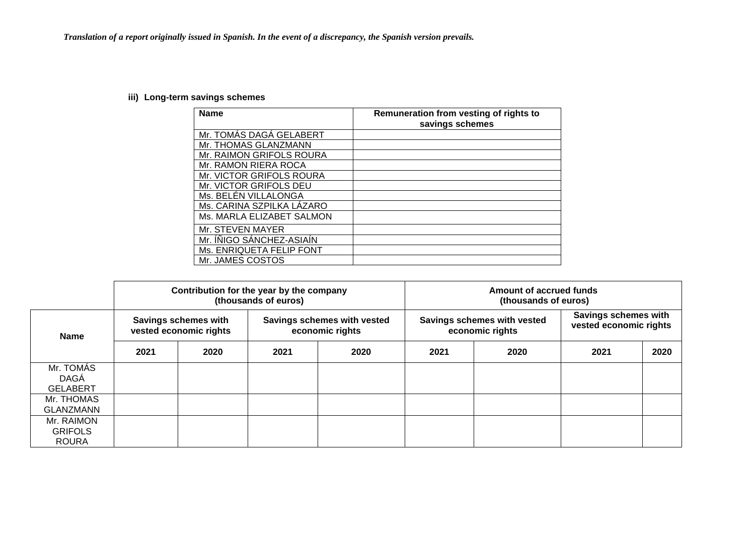*Translation of a report originally issued in Spanish. In the event of a discrepancy, the Spanish version prevails.*

**iii) Long-term savings schemes**

| Name | Remuneration from vesting of rights to savings schemes |
|---|---|
| Mr. TOMÁS DAGÁ GELABERT | |
| Mr. THOMAS GLANZMANN | |
| Mr. RAIMON GRIFOLS ROURA | |
| Mr. RAMON RIERA ROCA | |
| Mr. VICTOR GRIFOLS ROURA | |
| Mr. VICTOR GRIFOLS DEU | |
| Ms. BELÉN VILLALONGA | |
| Ms. CARINA SZPILKA LÁZARO | |
| Ms. MARLA ELIZABET SALMON | |
| Mr. STEVEN MAYER | |
| Mr. ÍÑIGO SÁNCHEZ-ASIAÍN | |
| Ms. ENRIQUETA FELIP FONT | |
| Mr. JAMES COSTOS | |

| | Contribution for the year by the company (thousands of euros) | | | | Amount of accrued funds (thousands of euros) | | | |
|---|---|---|---|---|---|---|---|---|
| **Name** | **Savings schemes with vested economic rights** | | **Savings schemes with vested economic rights** | | **Savings schemes with vested economic rights** | | **Savings schemes with vested economic rights** | |
| | **2021** | **2020** | **2021** | **2020** | **2021** | **2020** | **2021** | **2020** |
| Mr. TOMÁS DAGÁ GELABERT | | | | | | | | |
| Mr. THOMAS GLANZMANN | | | | | | | | |
| Mr. RAIMON GRIFOLS ROURA | | | | | | | | |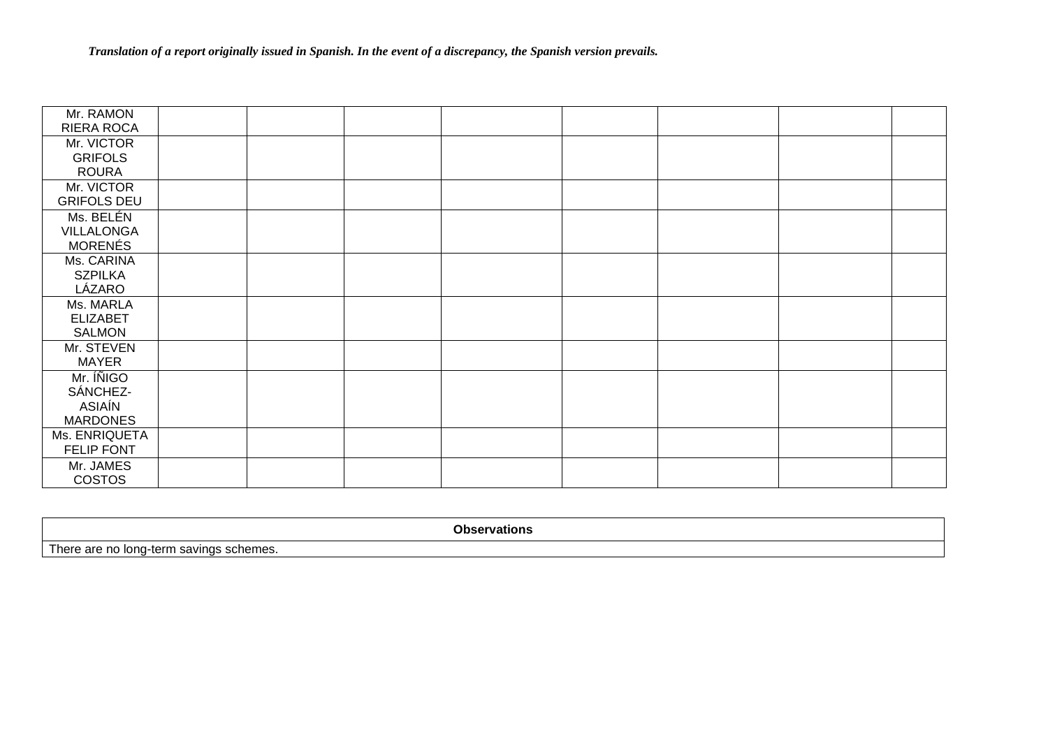*Translation of a report originally issued in Spanish. In the event of a discrepancy, the Spanish version prevails.*

| | | | | | | | | |
|---|---|---|---|---|---|---|---|---|
| Mr. RAMON RIERA ROCA | | | | | | | | |
| Mr. VICTOR GRIFOLS ROURA | | | | | | | | |
| Mr. VICTOR GRIFOLS DEU | | | | | | | | |
| Ms. BELÉN VILLALONGA MORENÉS | | | | | | | | |
| Ms. CARINA SZPILKA LÁZARO | | | | | | | | |
| Ms. MARLA ELIZABET SALMON | | | | | | | | |
| Mr. STEVEN MAYER | | | | | | | | |
| Mr. ÍÑIGO SÁNCHEZ-ASIAÍN MARDONES | | | | | | | | |
| Ms. ENRIQUETA FELIP FONT | | | | | | | | |
| Mr. JAMES COSTOS | | | | | | | | |

| Observations |
|---|
| There are no long-term savings schemes. |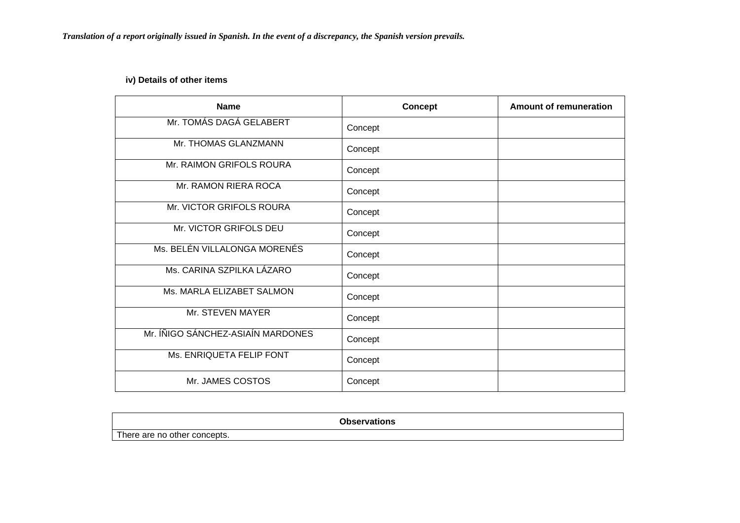*Translation of a report originally issued in Spanish. In the event of a discrepancy, the Spanish version prevails.*

**iv) Details of other items**

| Name | Concept | Amount of remuneration |
|---|---|---|
| Mr. TOMÁS DAGÁ GELABERT | Concept | |
| Mr. THOMAS GLANZMANN | Concept | |
| Mr. RAIMON GRIFOLS ROURA | Concept | |
| Mr. RAMON RIERA ROCA | Concept | |
| Mr. VICTOR GRIFOLS ROURA | Concept | |
| Mr. VICTOR GRIFOLS DEU | Concept | |
| Ms. BELÉN VILLALONGA MORENÉS | Concept | |
| Ms. CARINA SZPILKA LÁZARO | Concept | |
| Ms. MARLA ELIZABET SALMON | Concept | |
| Mr. STEVEN MAYER | Concept | |
| Mr. ÍÑIGO SÁNCHEZ-ASIAÍN MARDONES | Concept | |
| Ms. ENRIQUETA FELIP FONT | Concept | |
| Mr. JAMES COSTOS | Concept | |

| Observations |
|---|
| There are no other concepts. |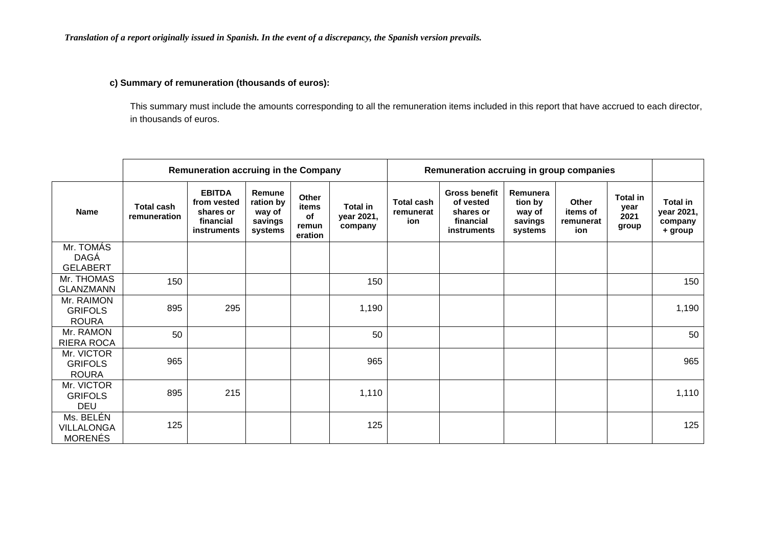*Translation of a report originally issued in Spanish. In the event of a discrepancy, the Spanish version prevails.*

**c) Summary of remuneration (thousands of euros):**

This summary must include the amounts corresponding to all the remuneration items included in this report that have accrued to each director, in thousands of euros.

| | Remuneration accruing in the Company | | | | | Remuneration accruing in group companies | | | | | |
|---|---|---|---|---|---|---|---|---|---|---|---|
| **Name** | **Total cash remuneration** | **EBITDA from vested shares or financial instruments** | **Remuneration by way of savings systems** | **Other items of remuneration** | **Total in year 2021, company** | **Total cash remuneration** | **Gross benefit of vested shares or financial instruments** | **Remuneration by way of savings systems** | **Other items of remuneration** | **Total in year 2021 group** | **Total in year 2021, company + group** |
| Mr. TOMÁS DAGÁ GELABERT | | | | | | | | | | | |
| Mr. THOMAS GLANZMANN | 150 | | | | 150 | | | | | | 150 |
| Mr. RAIMON GRIFOLS ROURA | 895 | 295 | | | 1,190 | | | | | | 1,190 |
| Mr. RAMON RIERA ROCA | 50 | | | | 50 | | | | | | 50 |
| Mr. VICTOR GRIFOLS ROURA | 965 | | | | 965 | | | | | | 965 |
| Mr. VICTOR GRIFOLS DEU | 895 | 215 | | | 1,110 | | | | | | 1,110 |
| Ms. BELÉN VILLALONGA MORENÉS | 125 | | | | 125 | | | | | | 125 |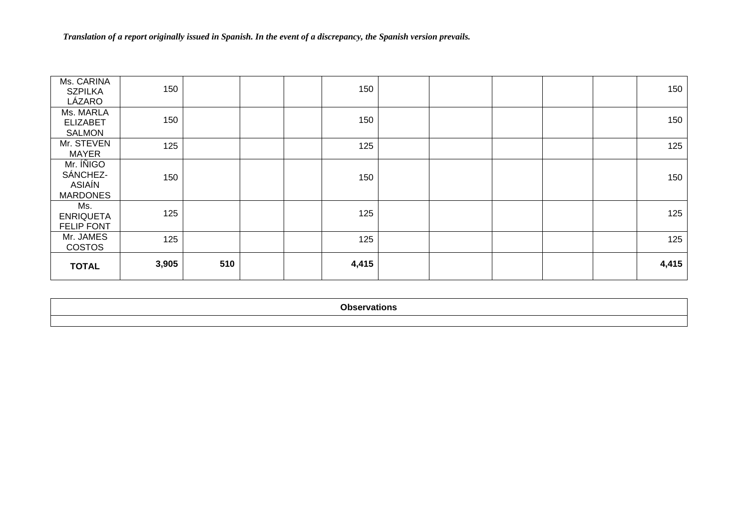*Translation of a report originally issued in Spanish. In the event of a discrepancy, the Spanish version prevails.*

| | | | | | | | | | | | |
|---|---|---|---|---|---|---|---|---|---|---|---|
| Ms. CARINA SZPILKA LÁZARO | 150 | | | | 150 | | | | | | 150 |
| Ms. MARLA ELIZABET SALMON | 150 | | | | 150 | | | | | | 150 |
| Mr. STEVEN MAYER | 125 | | | | 125 | | | | | | 125 |
| Mr. ÍÑIGO SÁNCHEZ-ASIAÍN MARDONES | 150 | | | | 150 | | | | | | 150 |
| Ms. ENRIQUETA FELIP FONT | 125 | | | | 125 | | | | | | 125 |
| Mr. JAMES COSTOS | 125 | | | | 125 | | | | | | 125 |
| **TOTAL** | **3,905** | **510** | | | **4,415** | | | | | | **4,415** |

| Observations |
|---|
| |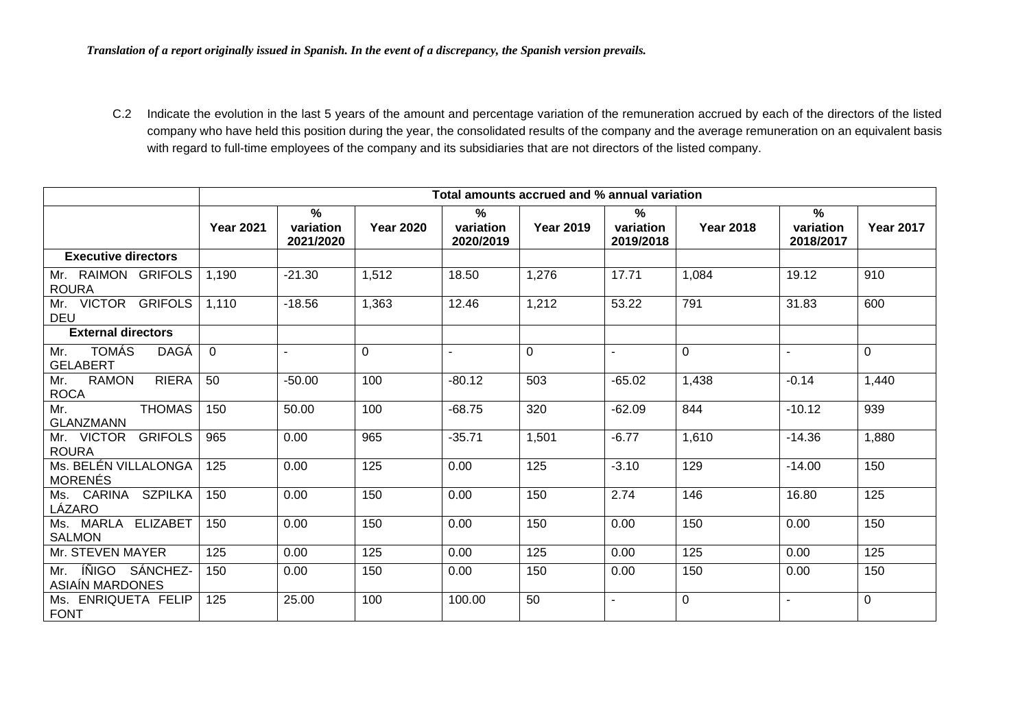*Translation of a report originally issued in Spanish. In the event of a discrepancy, the Spanish version prevails.*

C.2 Indicate the evolution in the last 5 years of the amount and percentage variation of the remuneration accrued by each of the directors of the listed company who have held this position during the year, the consolidated results of the company and the average remuneration on an equivalent basis with regard to full-time employees of the company and its subsidiaries that are not directors of the listed company.

| | Total amounts accrued and % annual variation | | | | | | | | |
|---|---|---|---|---|---|---|---|---|---|
| | Year 2021 | % variation 2021/2020 | Year 2020 | % variation 2020/2019 | Year 2019 | % variation 2019/2018 | Year 2018 | % variation 2018/2017 | Year 2017 |
| **Executive directors** | | | | | | | | | |
| Mr. RAIMON GRIFOLS ROURA | 1,190 | -21.30 | 1,512 | 18.50 | 1,276 | 17.71 | 1,084 | 19.12 | 910 |
| Mr. VICTOR GRIFOLS DEU | 1,110 | -18.56 | 1,363 | 12.46 | 1,212 | 53.22 | 791 | 31.83 | 600 |
| **External directors** | | | | | | | | | |
| Mr. TOMÁS DAGÁ GELABERT | 0 | - | 0 | - | 0 | - | 0 | - | 0 |
| Mr. RAMON RIERA ROCA | 50 | -50.00 | 100 | -80.12 | 503 | -65.02 | 1,438 | -0.14 | 1,440 |
| Mr. THOMAS GLANZMANN | 150 | 50.00 | 100 | -68.75 | 320 | -62.09 | 844 | -10.12 | 939 |
| Mr. VICTOR GRIFOLS ROURA | 965 | 0.00 | 965 | -35.71 | 1,501 | -6.77 | 1,610 | -14.36 | 1,880 |
| Ms. BELÉN VILLALONGA MORENÉS | 125 | 0.00 | 125 | 0.00 | 125 | -3.10 | 129 | -14.00 | 150 |
| Ms. CARINA SZPILKA LÁZARO | 150 | 0.00 | 150 | 0.00 | 150 | 2.74 | 146 | 16.80 | 125 |
| Ms. MARLA ELIZABET SALMON | 150 | 0.00 | 150 | 0.00 | 150 | 0.00 | 150 | 0.00 | 150 |
| Mr. STEVEN MAYER | 125 | 0.00 | 125 | 0.00 | 125 | 0.00 | 125 | 0.00 | 125 |
| Mr. ÍÑIGO SÁNCHEZ-ASIAÍN MARDONES | 150 | 0.00 | 150 | 0.00 | 150 | 0.00 | 150 | 0.00 | 150 |
| Ms. ENRIQUETA FELIP FONT | 125 | 25.00 | 100 | 100.00 | 50 | - | 0 | - | 0 |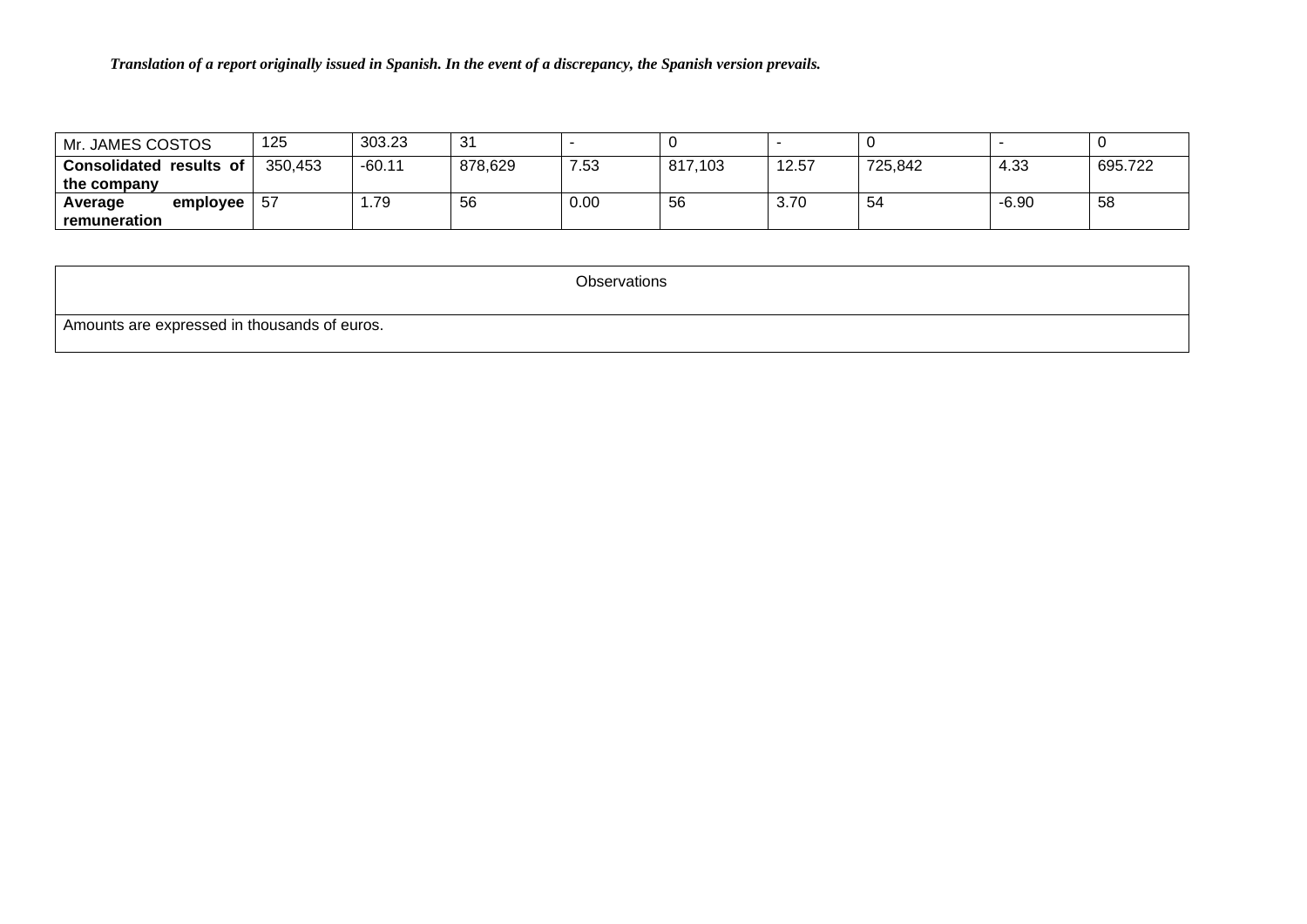*Translation of a report originally issued in Spanish. In the event of a discrepancy, the Spanish version prevails.*

| Mr. JAMES COSTOS | 125 | 303.23 | 31 | - | 0 | - | 0 | - | 0 |
|---|---|---|---|---|---|---|---|---|---|
| **Consolidated results of the company** | 350,453 | -60.11 | 878,629 | 7.53 | 817,103 | 12.57 | 725,842 | 4.33 | 695.722 |
| **Average employee remuneration** | 57 | 1.79 | 56 | 0.00 | 56 | 3.70 | 54 | -6.90 | 58 |

| Observations |
|---|
| Amounts are expressed in thousands of euros. |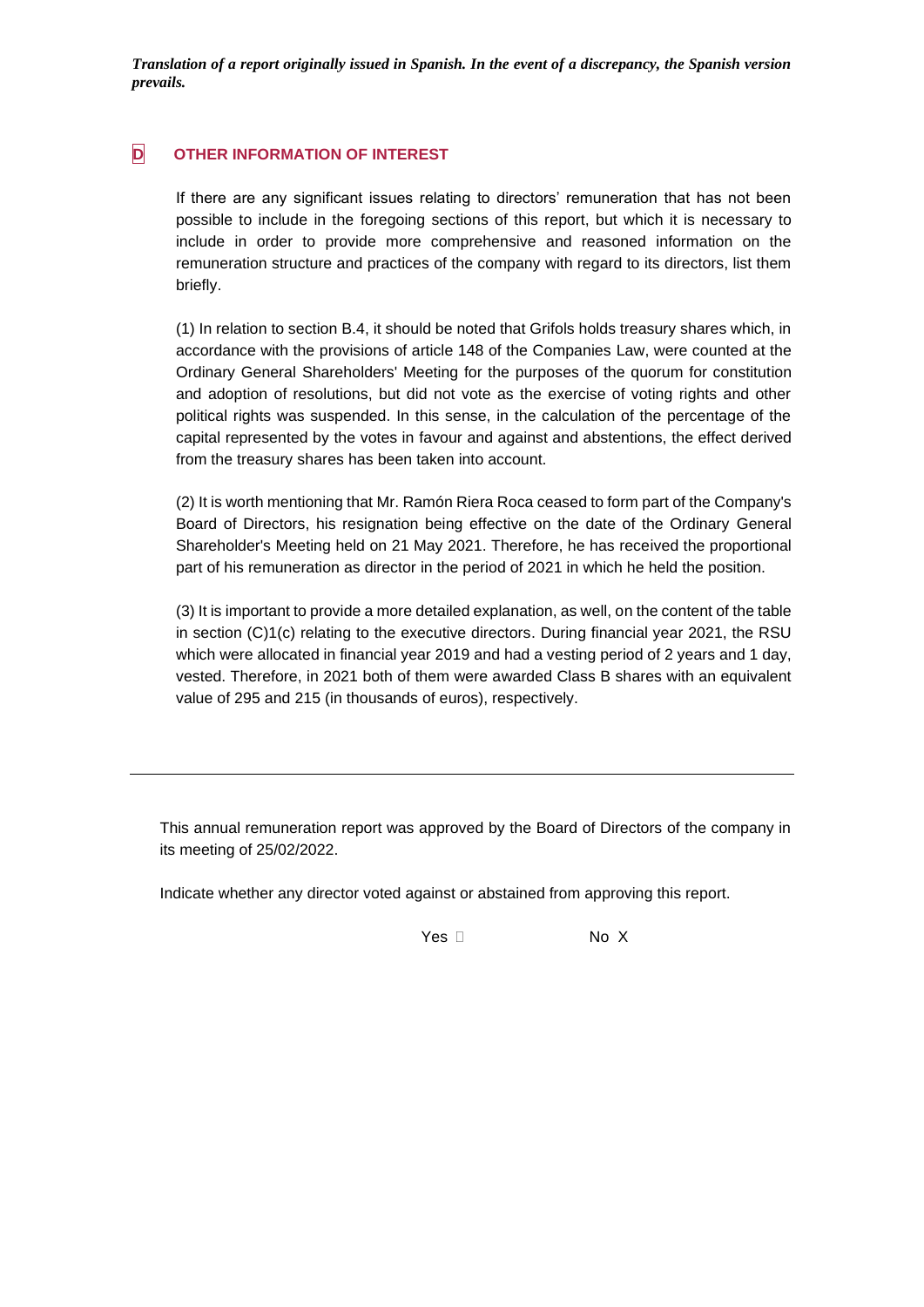*Translation of a report originally issued in Spanish. In the event of a discrepancy, the Spanish version prevails.*

## D OTHER INFORMATION OF INTEREST

If there are any significant issues relating to directors' remuneration that has not been possible to include in the foregoing sections of this report, but which it is necessary to include in order to provide more comprehensive and reasoned information on the remuneration structure and practices of the company with regard to its directors, list them briefly.

(1) In relation to section B.4, it should be noted that Grifols holds treasury shares which, in accordance with the provisions of article 148 of the Companies Law, were counted at the Ordinary General Shareholders' Meeting for the purposes of the quorum for constitution and adoption of resolutions, but did not vote as the exercise of voting rights and other political rights was suspended. In this sense, in the calculation of the percentage of the capital represented by the votes in favour and against and abstentions, the effect derived from the treasury shares has been taken into account.

(2) It is worth mentioning that Mr. Ramón Riera Roca ceased to form part of the Company's Board of Directors, his resignation being effective on the date of the Ordinary General Shareholder's Meeting held on 21 May 2021. Therefore, he has received the proportional part of his remuneration as director in the period of 2021 in which he held the position.

(3) It is important to provide a more detailed explanation, as well, on the content of the table in section (C)1(c) relating to the executive directors. During financial year 2021, the RSU which were allocated in financial year 2019 and had a vesting period of 2 years and 1 day, vested. Therefore, in 2021 both of them were awarded Class B shares with an equivalent value of 295 and 215 (in thousands of euros), respectively.

---

This annual remuneration report was approved by the Board of Directors of the company in its meeting of 25/02/2022.

Indicate whether any director voted against or abstained from approving this report.

Yes ☐ No X